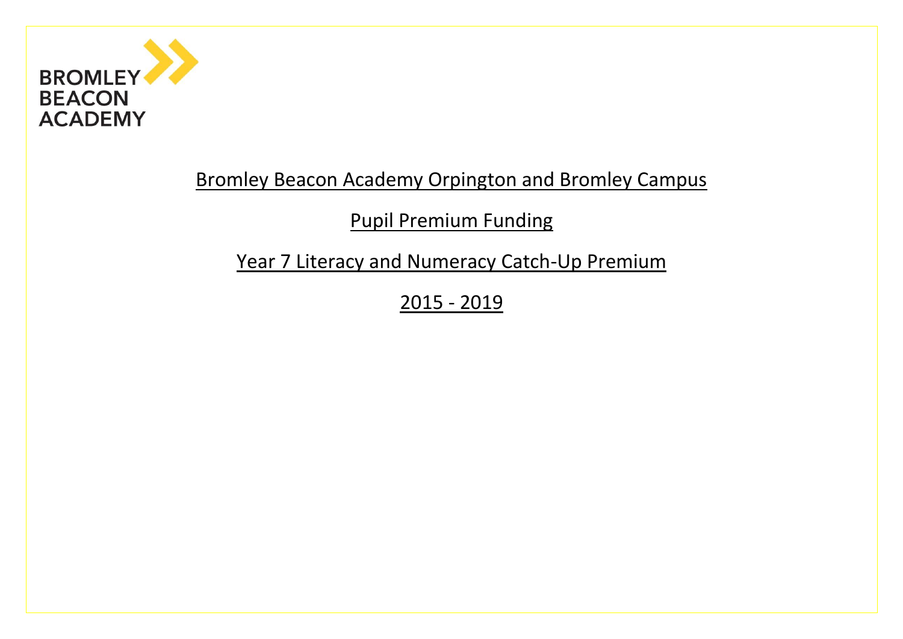BROMLEY BEACON ACADEMY

# Bromley Beacon Academy Orpington and Bromley Campus

## Pupil Premium Funding

## Year 7 Literacy and Numeracy Catch-Up Premium

## 2015 - 2019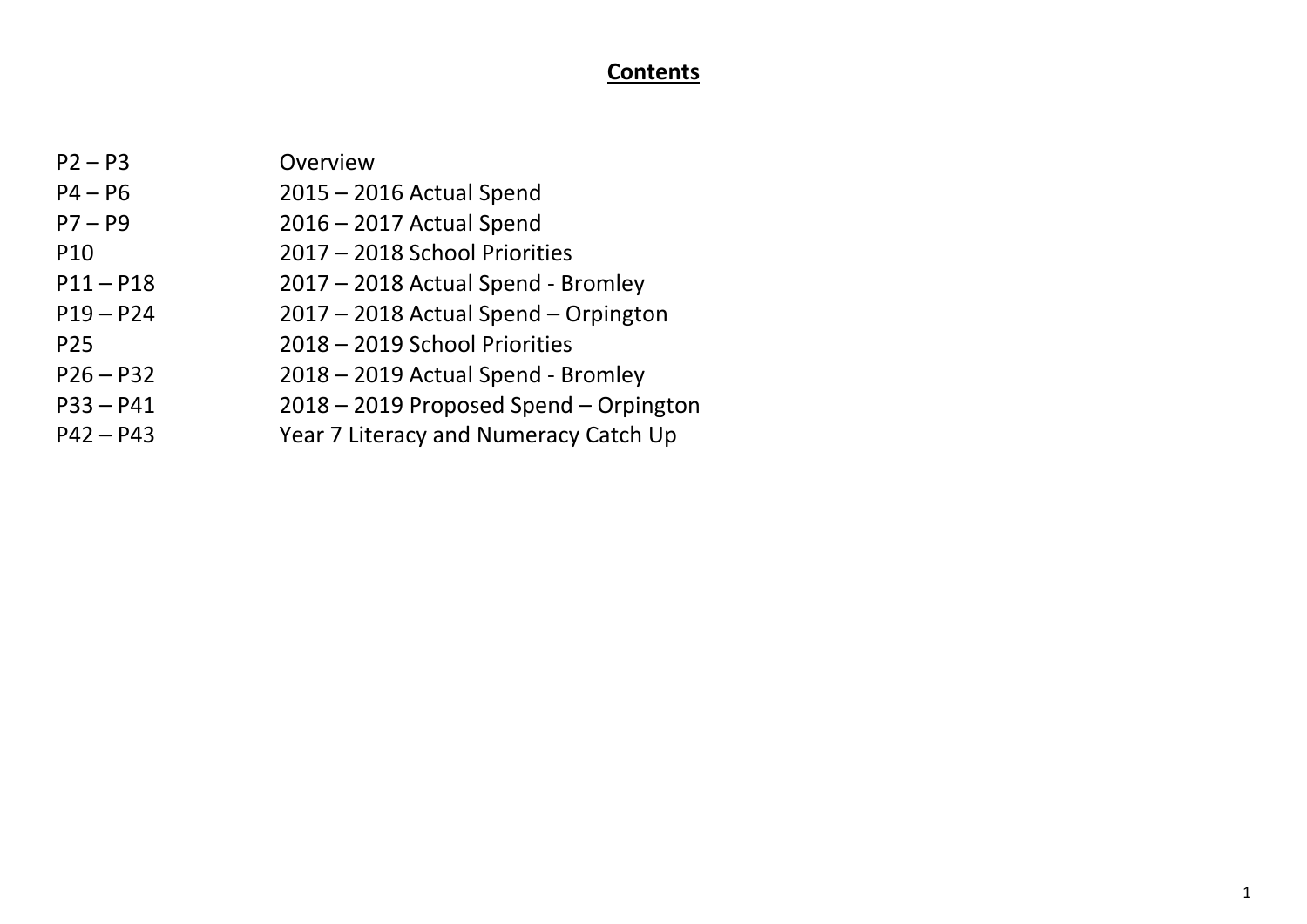# Contents

| | |
|---|---|
| P2 – P3 | Overview |
| P4 – P6 | 2015 – 2016 Actual Spend |
| P7 – P9 | 2016 – 2017 Actual Spend |
| P10 | 2017 – 2018 School Priorities |
| P11 – P18 | 2017 – 2018 Actual Spend - Bromley |
| P19 – P24 | 2017 – 2018 Actual Spend – Orpington |
| P25 | 2018 – 2019 School Priorities |
| P26 – P32 | 2018 – 2019 Actual Spend - Bromley |
| P33 – P41 | 2018 – 2019 Proposed Spend – Orpington |
| P42 – P43 | Year 7 Literacy and Numeracy Catch Up |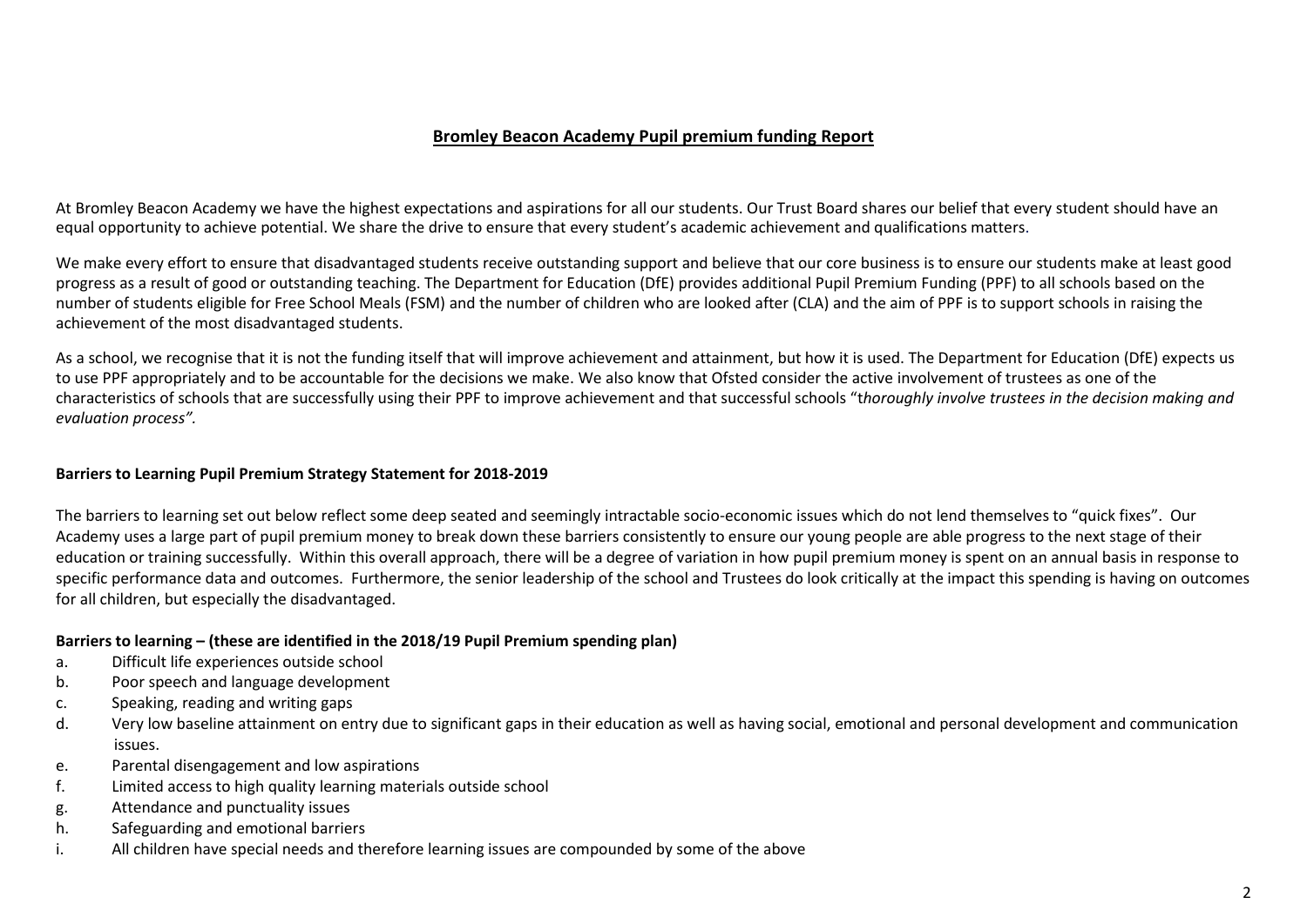## Bromley Beacon Academy Pupil premium funding Report

At Bromley Beacon Academy we have the highest expectations and aspirations for all our students. Our Trust Board shares our belief that every student should have an equal opportunity to achieve potential. We share the drive to ensure that every student's academic achievement and qualifications matters.

We make every effort to ensure that disadvantaged students receive outstanding support and believe that our core business is to ensure our students make at least good progress as a result of good or outstanding teaching. The Department for Education (DfE) provides additional Pupil Premium Funding (PPF) to all schools based on the number of students eligible for Free School Meals (FSM) and the number of children who are looked after (CLA) and the aim of PPF is to support schools in raising the achievement of the most disadvantaged students.

As a school, we recognise that it is not the funding itself that will improve achievement and attainment, but how it is used. The Department for Education (DfE) expects us to use PPF appropriately and to be accountable for the decisions we make. We also know that Ofsted consider the active involvement of trustees as one of the characteristics of schools that are successfully using their PPF to improve achievement and that successful schools "t*horoughly involve trustees in the decision making and evaluation process".*

**Barriers to Learning Pupil Premium Strategy Statement for 2018-2019**

The barriers to learning set out below reflect some deep seated and seemingly intractable socio-economic issues which do not lend themselves to "quick fixes". Our Academy uses a large part of pupil premium money to break down these barriers consistently to ensure our young people are able progress to the next stage of their education or training successfully. Within this overall approach, there will be a degree of variation in how pupil premium money is spent on an annual basis in response to specific performance data and outcomes. Furthermore, the senior leadership of the school and Trustees do look critically at the impact this spending is having on outcomes for all children, but especially the disadvantaged.

**Barriers to learning – (these are identified in the 2018/19 Pupil Premium spending plan)**

a. Difficult life experiences outside school
b. Poor speech and language development
c. Speaking, reading and writing gaps
d. Very low baseline attainment on entry due to significant gaps in their education as well as having social, emotional and personal development and communication issues.
e. Parental disengagement and low aspirations
f. Limited access to high quality learning materials outside school
g. Attendance and punctuality issues
h. Safeguarding and emotional barriers
i. All children have special needs and therefore learning issues are compounded by some of the above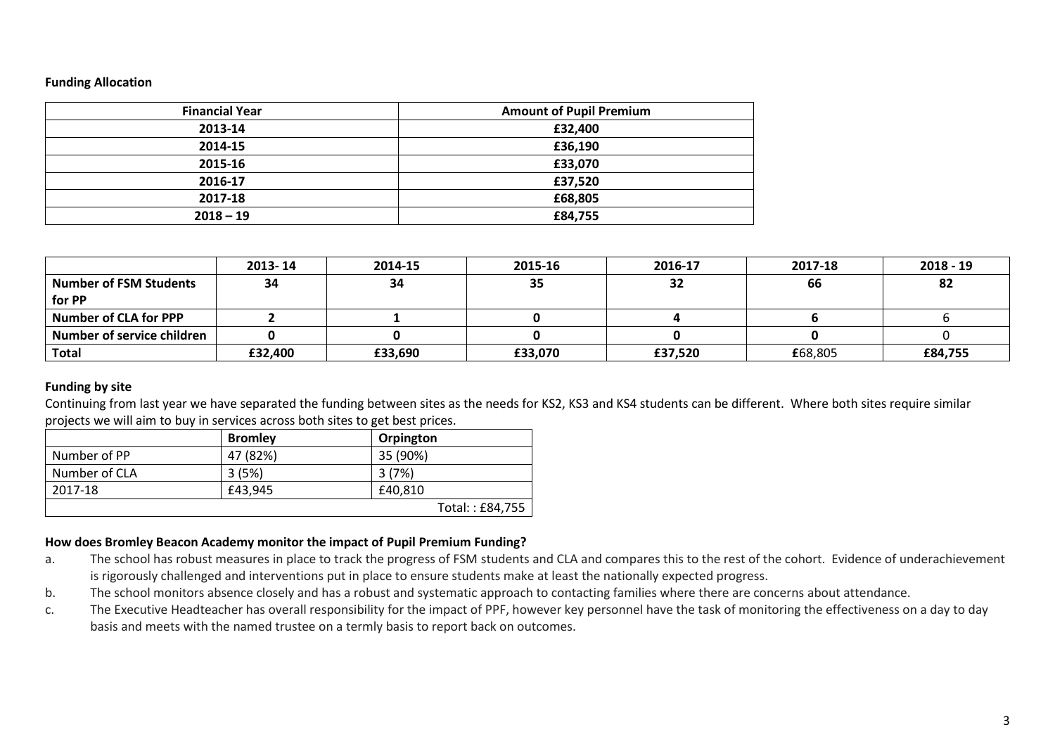**Funding Allocation**

| Financial Year | Amount of Pupil Premium |
|---|---|
| 2013-14 | £32,400 |
| 2014-15 | £36,190 |
| 2015-16 | £33,070 |
| 2016-17 | £37,520 |
| 2017-18 | £68,805 |
| 2018 – 19 | £84,755 |

| | 2013- 14 | 2014-15 | 2015-16 | 2016-17 | 2017-18 | 2018 - 19 |
|---|---|---|---|---|---|---|
| **Number of FSM Students for PP** | **34** | **34** | **35** | **32** | **66** | **82** |
| **Number of CLA for PPP** | **2** | **1** | **0** | **4** | **6** | 6 |
| **Number of service children** | **0** | **0** | **0** | **0** | **0** | 0 |
| **Total** | **£32,400** | **£33,690** | **£33,070** | **£37,520** | **£**68,805 | **£84,755** |

**Funding by site**

Continuing from last year we have separated the funding between sites as the needs for KS2, KS3 and KS4 students can be different. Where both sites require similar projects we will aim to buy in services across both sites to get best prices.

| | Bromley | Orpington |
|---|---|---|
| Number of PP | 47 (82%) | 35 (90%) |
| Number of CLA | 3 (5%) | 3 (7%) |
| 2017-18 | £43,945 | £40,810 |
| | | Total: : £84,755 |

**How does Bromley Beacon Academy monitor the impact of Pupil Premium Funding?**

a. The school has robust measures in place to track the progress of FSM students and CLA and compares this to the rest of the cohort. Evidence of underachievement is rigorously challenged and interventions put in place to ensure students make at least the nationally expected progress.

b. The school monitors absence closely and has a robust and systematic approach to contacting families where there are concerns about attendance.

c. The Executive Headteacher has overall responsibility for the impact of PPF, however key personnel have the task of monitoring the effectiveness on a day to day basis and meets with the named trustee on a termly basis to report back on outcomes.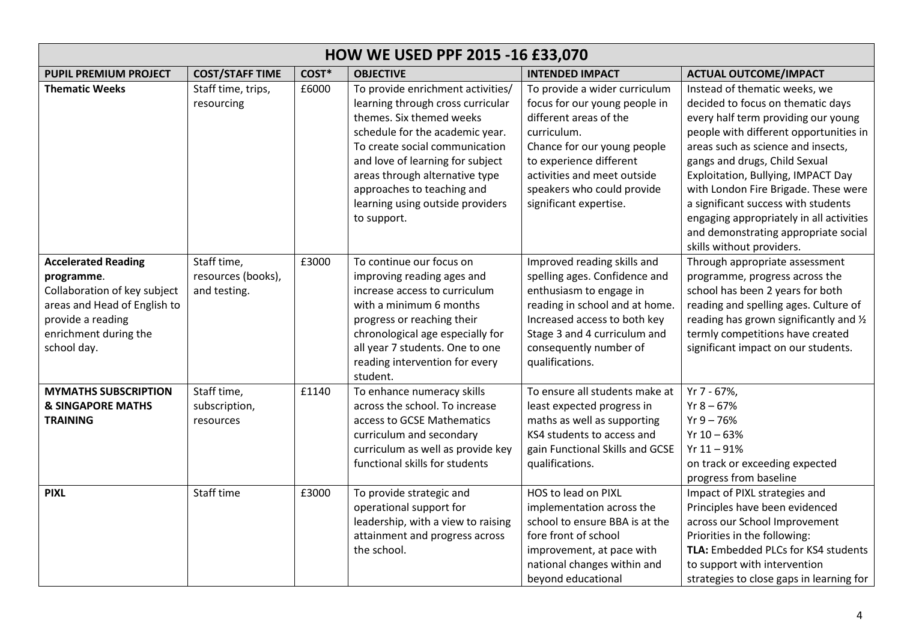| HOW WE USED PPF 2015 -16 £33,070 | | | | | |
|---|---|---|---|---|---|
| **PUPIL PREMIUM PROJECT** | **COST/STAFF TIME** | **COST*** | **OBJECTIVE** | **INTENDED IMPACT** | **ACTUAL OUTCOME/IMPACT** |
| **Thematic Weeks** | Staff time, trips, resourcing | £6000 | To provide enrichment activities/ learning through cross curricular themes. Six themed weeks schedule for the academic year. To create social communication and love of learning for subject areas through alternative type approaches to teaching and learning using outside providers to support. | To provide a wider curriculum focus for our young people in different areas of the curriculum. Chance for our young people to experience different activities and meet outside speakers who could provide significant expertise. | Instead of thematic weeks, we decided to focus on thematic days every half term providing our young people with different opportunities in areas such as science and insects, gangs and drugs, Child Sexual Exploitation, Bullying, IMPACT Day with London Fire Brigade. These were a significant success with students engaging appropriately in all activities and demonstrating appropriate social skills without providers. |
| **Accelerated Reading programme**. Collaboration of key subject areas and Head of English to provide a reading enrichment during the school day. | Staff time, resources (books), and testing. | £3000 | To continue our focus on improving reading ages and increase access to curriculum with a minimum 6 months progress or reaching their chronological age especially for all year 7 students. One to one reading intervention for every student. | Improved reading skills and spelling ages. Confidence and enthusiasm to engage in reading in school and at home. Increased access to both key Stage 3 and 4 curriculum and consequently number of qualifications. | Through appropriate assessment programme, progress across the school has been 2 years for both reading and spelling ages. Culture of reading has grown significantly and ½ termly competitions have created significant impact on our students. |
| **MYMATHS SUBSCRIPTION & SINGAPORE MATHS TRAINING** | Staff time, subscription, resources | £1140 | To enhance numeracy skills across the school. To increase access to GCSE Mathematics curriculum and secondary curriculum as well as provide key functional skills for students | To ensure all students make at least expected progress in maths as well as supporting KS4 students to access and gain Functional Skills and GCSE qualifications. | Yr 7 - 67%, Yr 8 – 67% Yr 9 – 76% Yr 10 – 63% Yr 11 – 91% on track or exceeding expected progress from baseline |
| **PIXL** | Staff time | £3000 | To provide strategic and operational support for leadership, with a view to raising attainment and progress across the school. | HOS to lead on PIXL implementation across the school to ensure BBA is at the fore front of school improvement, at pace with national changes within and beyond educational | Impact of PIXL strategies and Principles have been evidenced across our School Improvement Priorities in the following: **TLA:** Embedded PLCs for KS4 students to support with intervention strategies to close gaps in learning for |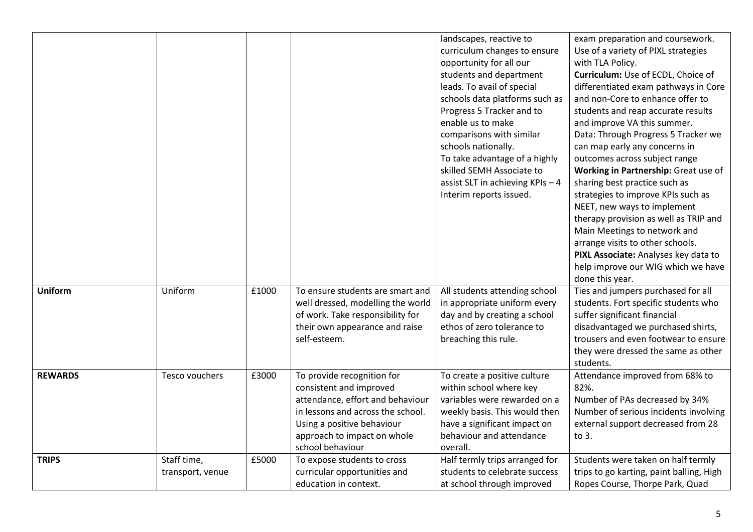| | | | | | |
|---|---|---|---|---|---|
| | | | | landscapes, reactive to curriculum changes to ensure opportunity for all our students and department leads. To avail of special schools data platforms such as Progress 5 Tracker and to enable us to make comparisons with similar schools nationally. To take advantage of a highly skilled SEMH Associate to assist SLT in achieving KPIs – 4 Interim reports issued. | exam preparation and coursework. Use of a variety of PIXL strategies with TLA Policy. **Curriculum:** Use of ECDL, Choice of differentiated exam pathways in Core and non-Core to enhance offer to students and reap accurate results and improve VA this summer. Data: Through Progress 5 Tracker we can map early any concerns in outcomes across subject range **Working in Partnership:** Great use of sharing best practice such as strategies to improve KPIs such as NEET, new ways to implement therapy provision as well as TRIP and Main Meetings to network and arrange visits to other schools. **PIXL Associate:** Analyses key data to help improve our WIG which we have done this year. |
| **Uniform** | Uniform | £1000 | To ensure students are smart and well dressed, modelling the world of work. Take responsibility for their own appearance and raise self-esteem. | All students attending school in appropriate uniform every day and by creating a school ethos of zero tolerance to breaching this rule. | Ties and jumpers purchased for all students. Fort specific students who suffer significant financial disadvantaged we purchased shirts, trousers and even footwear to ensure they were dressed the same as other students. |
| **REWARDS** | Tesco vouchers | £3000 | To provide recognition for consistent and improved attendance, effort and behaviour in lessons and across the school. Using a positive behaviour approach to impact on whole school behaviour | To create a positive culture within school where key variables were rewarded on a weekly basis. This would then have a significant impact on behaviour and attendance overall. | Attendance improved from 68% to 82%. Number of PAs decreased by 34% Number of serious incidents involving external support decreased from 28 to 3. |
| **TRIPS** | Staff time, transport, venue | £5000 | To expose students to cross curricular opportunities and education in context. | Half termly trips arranged for students to celebrate success at school through improved | Students were taken on half termly trips to go karting, paint balling, High Ropes Course, Thorpe Park, Quad |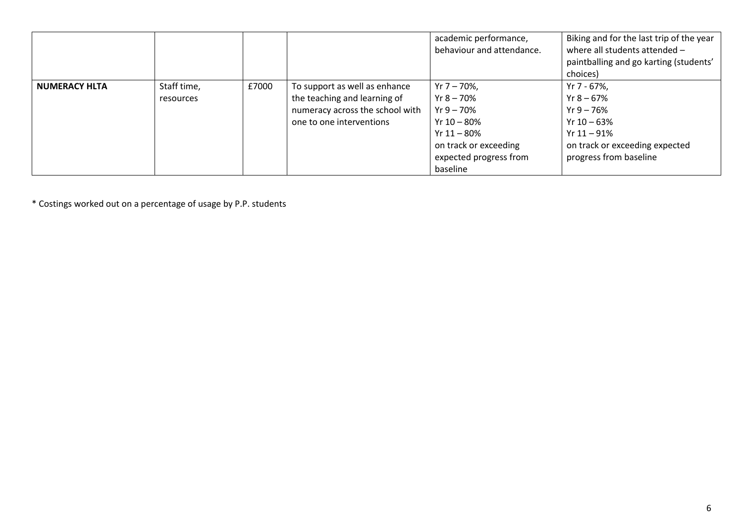| | | | | | |
|---|---|---|---|---|---|
| | | | | academic performance, behaviour and attendance. | Biking and for the last trip of the year where all students attended – paintballing and go karting (students' choices) |
| **NUMERACY HLTA** | Staff time, resources | £7000 | To support as well as enhance the teaching and learning of numeracy across the school with one to one interventions | Yr 7 – 70%,<br>Yr 8 – 70%<br>Yr 9 – 70%<br>Yr 10 – 80%<br>Yr 11 – 80%<br>on track or exceeding expected progress from baseline | Yr 7 - 67%,<br>Yr 8 – 67%<br>Yr 9 – 76%<br>Yr 10 – 63%<br>Yr 11 – 91%<br>on track or exceeding expected progress from baseline |

* Costings worked out on a percentage of usage by P.P. students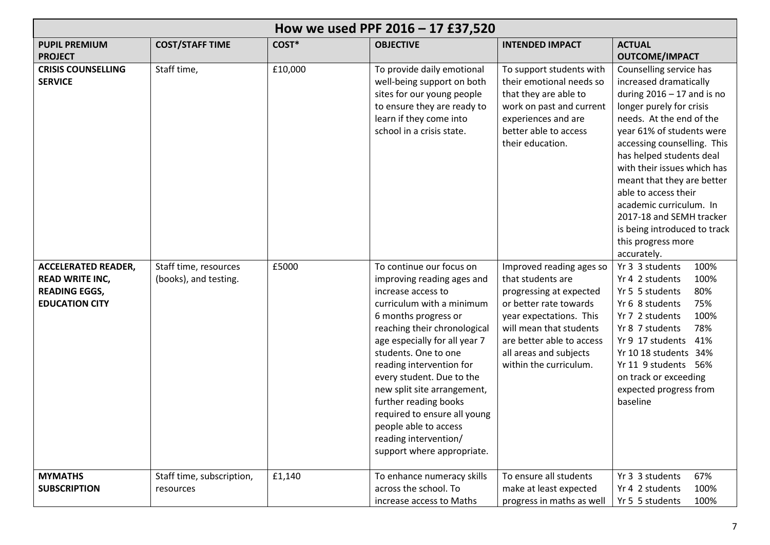| How we used PPF 2016 – 17 £37,520 | | | | | |
|---|---|---|---|---|---|
| **PUPIL PREMIUM PROJECT** | **COST/STAFF TIME** | **COST*** | **OBJECTIVE** | **INTENDED IMPACT** | **ACTUAL OUTCOME/IMPACT** |
| **CRISIS COUNSELLING SERVICE** | Staff time, | £10,000 | To provide daily emotional well-being support on both sites for our young people to ensure they are ready to learn if they come into school in a crisis state. | To support students with their emotional needs so that they are able to work on past and current experiences and are better able to access their education. | Counselling service has increased dramatically during 2016 – 17 and is no longer purely for crisis needs. At the end of the year 61% of students were accessing counselling. This has helped students deal with their issues which has meant that they are better able to access their academic curriculum. In 2017-18 and SEMH tracker is being introduced to track this progress more accurately. |
| **ACCELERATED READER, READ WRITE INC, READING EGGS, EDUCATION CITY** | Staff time, resources (books), and testing. | £5000 | To continue our focus on improving reading ages and increase access to curriculum with a minimum 6 months progress or reaching their chronological age especially for all year 7 students. One to one reading intervention for every student. Due to the new split site arrangement, further reading books required to ensure all young people able to access reading intervention/ support where appropriate. | Improved reading ages so that students are progressing at expected or better rate towards year expectations. This will mean that students are better able to access all areas and subjects within the curriculum. | Yr 3 3 students 100%<br>Yr 4 2 students 100%<br>Yr 5 5 students 80%<br>Yr 6 8 students 75%<br>Yr 7 2 students 100%<br>Yr 8 7 students 78%<br>Yr 9 17 students 41%<br>Yr 10 18 students 34%<br>Yr 11 9 students 56%<br>on track or exceeding expected progress from baseline |
| **MYMATHS SUBSCRIPTION** | Staff time, subscription, resources | £1,140 | To enhance numeracy skills across the school. To increase access to Maths | To ensure all students make at least expected progress in maths as well | Yr 3 3 students 67%<br>Yr 4 2 students 100%<br>Yr 5 5 students 100% |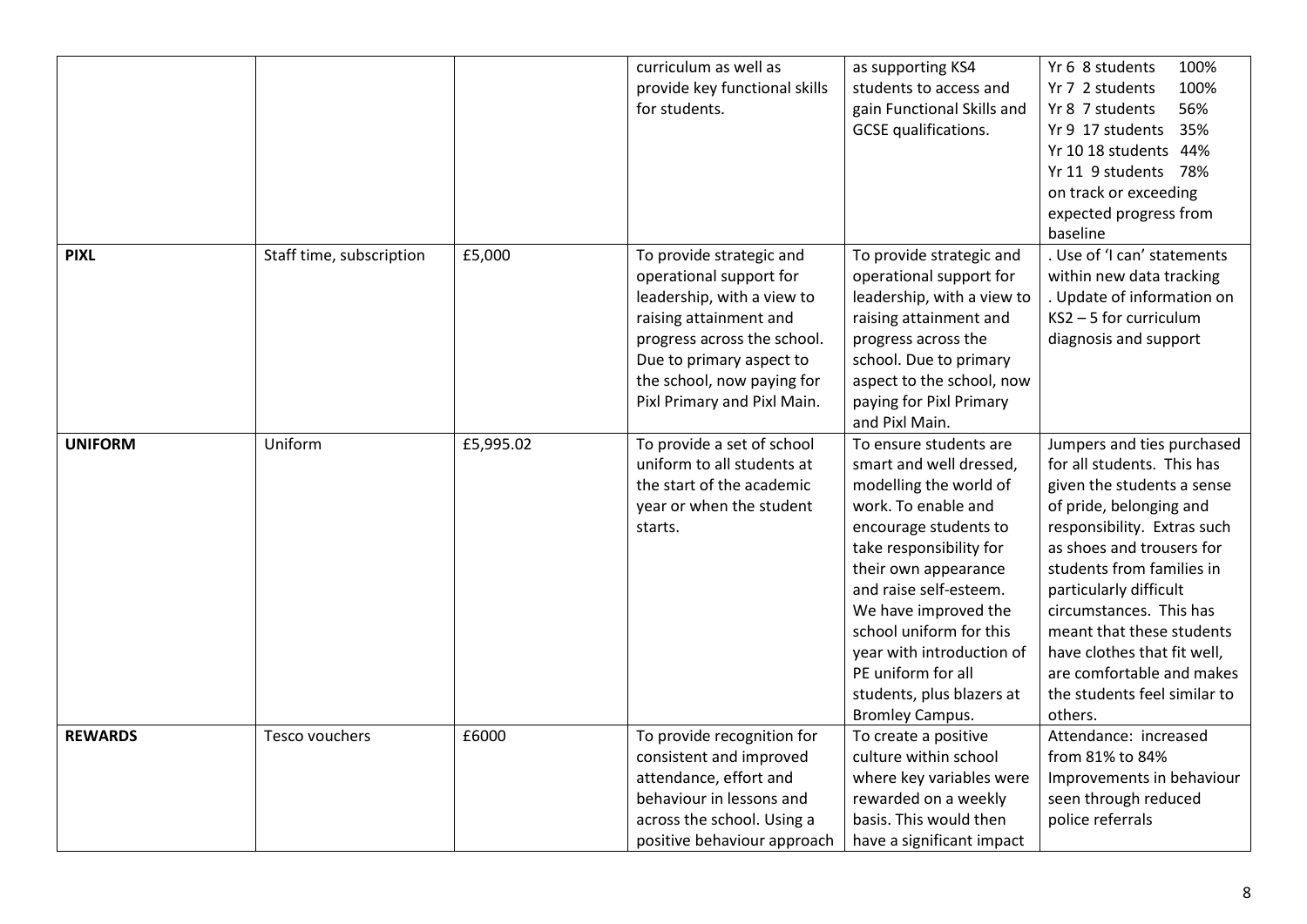| | | | | | |
|---|---|---|---|---|---|
| | | | curriculum as well as provide key functional skills for students. | as supporting KS4 students to access and gain Functional Skills and GCSE qualifications. | Yr 6 8 students 100%<br>Yr 7 2 students 100%<br>Yr 8 7 students 56%<br>Yr 9 17 students 35%<br>Yr 10 18 students 44%<br>Yr 11 9 students 78%<br>on track or exceeding expected progress from baseline |
| **PIXL** | Staff time, subscription | £5,000 | To provide strategic and operational support for leadership, with a view to raising attainment and progress across the school. Due to primary aspect to the school, now paying for Pixl Primary and Pixl Main. | To provide strategic and operational support for leadership, with a view to raising attainment and progress across the school. Due to primary aspect to the school, now paying for Pixl Primary and Pixl Main. | . Use of 'I can' statements within new data tracking<br>. Update of information on KS2 – 5 for curriculum diagnosis and support |
| **UNIFORM** | Uniform | £5,995.02 | To provide a set of school uniform to all students at the start of the academic year or when the student starts. | To ensure students are smart and well dressed, modelling the world of work. To enable and encourage students to take responsibility for their own appearance and raise self-esteem. We have improved the school uniform for this year with introduction of PE uniform for all students, plus blazers at Bromley Campus. | Jumpers and ties purchased for all students. This has given the students a sense of pride, belonging and responsibility. Extras such as shoes and trousers for students from families in particularly difficult circumstances. This has meant that these students have clothes that fit well, are comfortable and makes the students feel similar to others. |
| **REWARDS** | Tesco vouchers | £6000 | To provide recognition for consistent and improved attendance, effort and behaviour in lessons and across the school. Using a positive behaviour approach | To create a positive culture within school where key variables were rewarded on a weekly basis. This would then have a significant impact | Attendance: increased from 81% to 84%<br>Improvements in behaviour seen through reduced police referrals |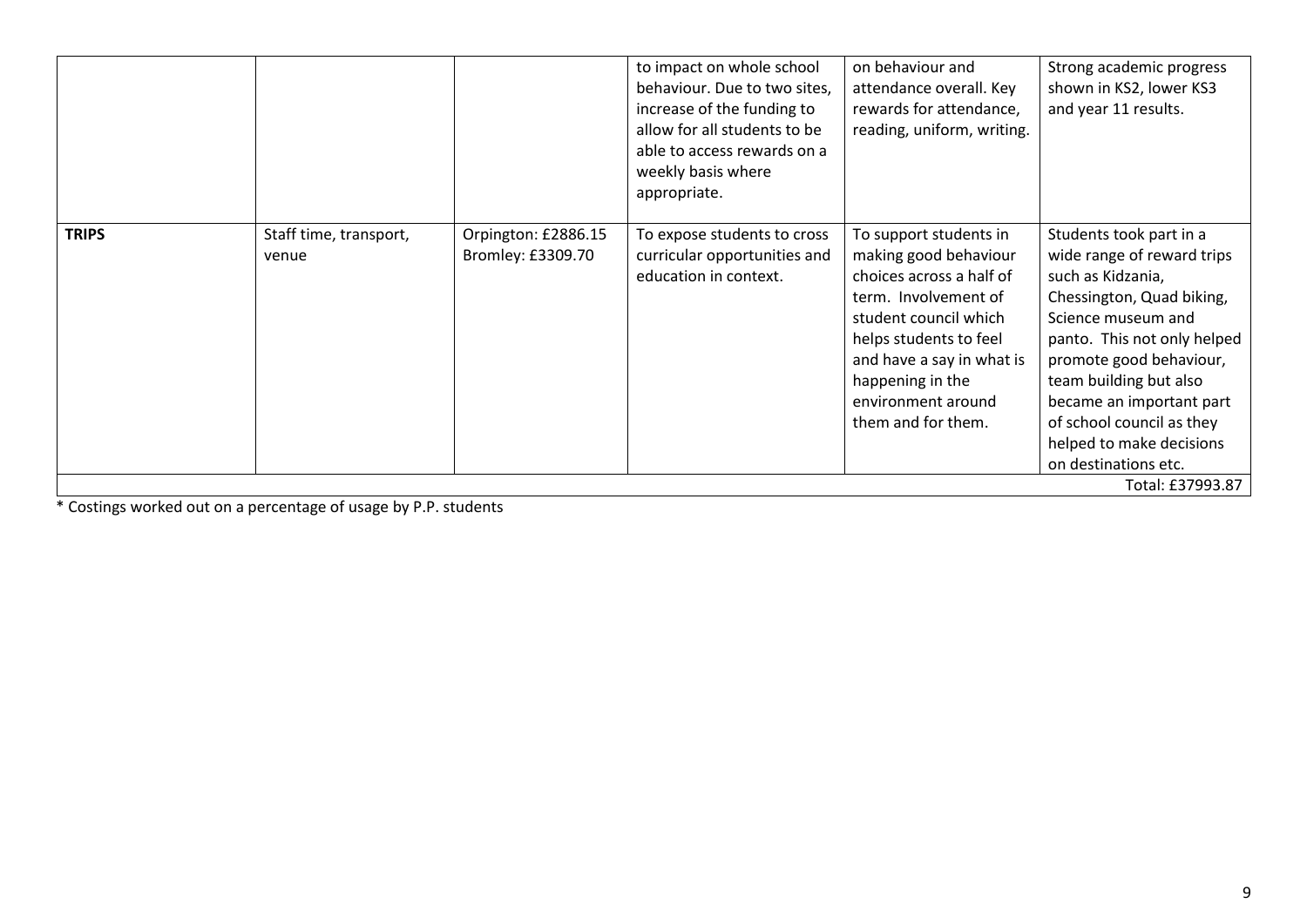|  |  |  |  |  |  |
|---|---|---|---|---|---|
|  |  |  | to impact on whole school behaviour. Due to two sites, increase of the funding to allow for all students to be able to access rewards on a weekly basis where appropriate. | on behaviour and attendance overall. Key rewards for attendance, reading, uniform, writing. | Strong academic progress shown in KS2, lower KS3 and year 11 results. |
| **TRIPS** | Staff time, transport, venue | Orpington: £2886.15<br>Bromley: £3309.70 | To expose students to cross curricular opportunities and education in context. | To support students in making good behaviour choices across a half of term. Involvement of student council which helps students to feel and have a say in what is happening in the environment around them and for them. | Students took part in a wide range of reward trips such as Kidzania, Chessington, Quad biking, Science museum and panto. This not only helped promote good behaviour, team building but also became an important part of school council as they helped to make decisions on destinations etc. |
|  |  |  |  |  | Total: £37993.87 |

* Costings worked out on a percentage of usage by P.P. students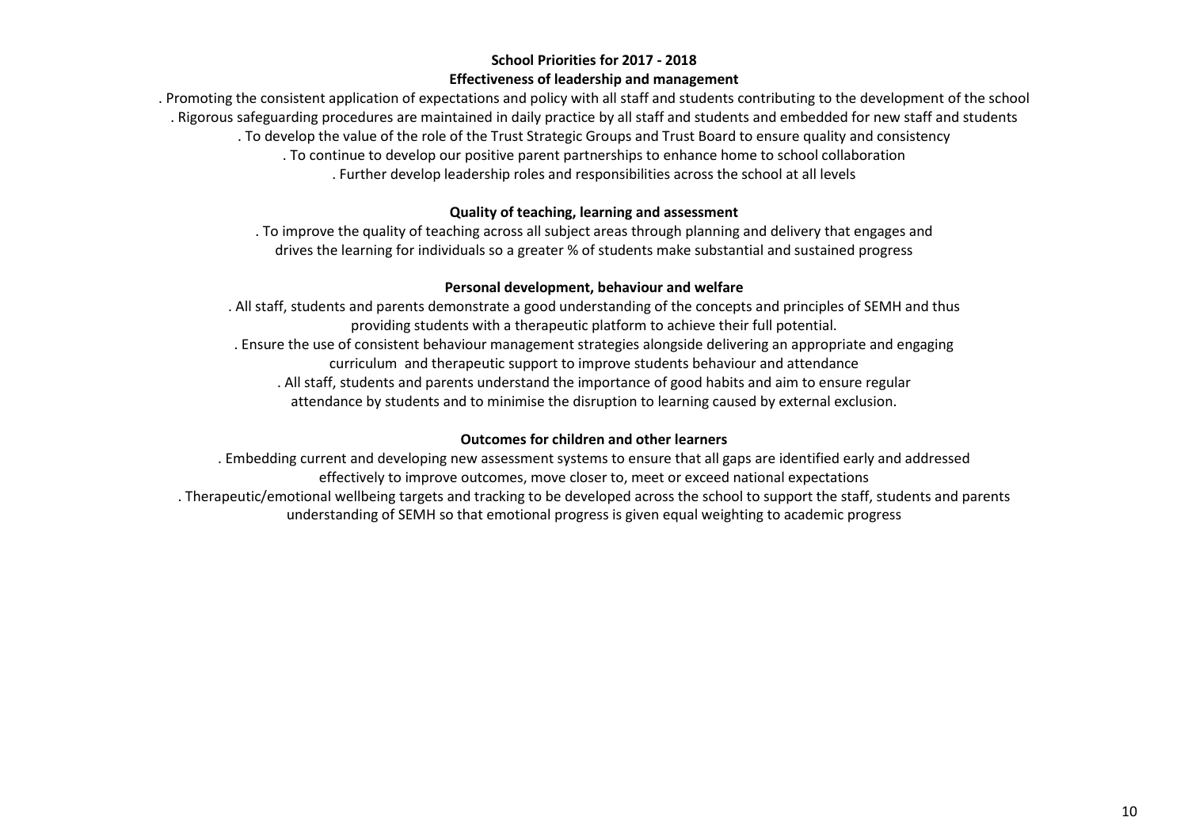## School Priorities for 2017 - 2018

### Effectiveness of leadership and management

. Promoting the consistent application of expectations and policy with all staff and students contributing to the development of the school
. Rigorous safeguarding procedures are maintained in daily practice by all staff and students and embedded for new staff and students
. To develop the value of the role of the Trust Strategic Groups and Trust Board to ensure quality and consistency
. To continue to develop our positive parent partnerships to enhance home to school collaboration
. Further develop leadership roles and responsibilities across the school at all levels

### Quality of teaching, learning and assessment

. To improve the quality of teaching across all subject areas through planning and delivery that engages and drives the learning for individuals so a greater % of students make substantial and sustained progress

### Personal development, behaviour and welfare

. All staff, students and parents demonstrate a good understanding of the concepts and principles of SEMH and thus providing students with a therapeutic platform to achieve their full potential.
. Ensure the use of consistent behaviour management strategies alongside delivering an appropriate and engaging curriculum and therapeutic support to improve students behaviour and attendance
. All staff, students and parents understand the importance of good habits and aim to ensure regular attendance by students and to minimise the disruption to learning caused by external exclusion.

### Outcomes for children and other learners

. Embedding current and developing new assessment systems to ensure that all gaps are identified early and addressed effectively to improve outcomes, move closer to, meet or exceed national expectations
. Therapeutic/emotional wellbeing targets and tracking to be developed across the school to support the staff, students and parents understanding of SEMH so that emotional progress is given equal weighting to academic progress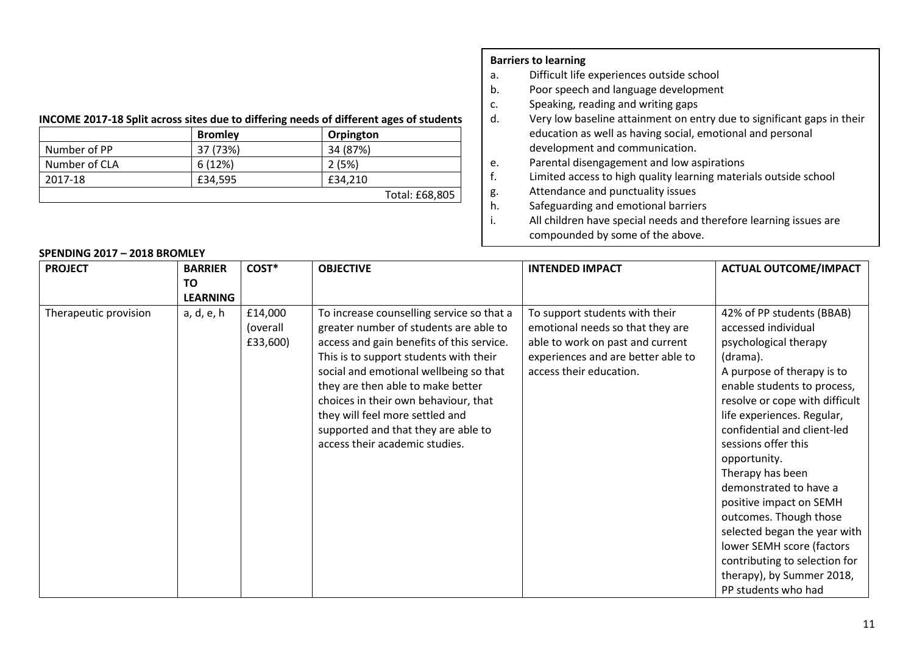**Barriers to learning**

a. Difficult life experiences outside school
b. Poor speech and language development
c. Speaking, reading and writing gaps
d. Very low baseline attainment on entry due to significant gaps in their education as well as having social, emotional and personal development and communication.
e. Parental disengagement and low aspirations
f. Limited access to high quality learning materials outside school
g. Attendance and punctuality issues
h. Safeguarding and emotional barriers
i. All children have special needs and therefore learning issues are compounded by some of the above.

**INCOME 2017-18 Split across sites due to differing needs of different ages of students**

| | Bromley | Orpington |
|---|---|---|
| Number of PP | 37 (73%) | 34 (87%) |
| Number of CLA | 6 (12%) | 2 (5%) |
| 2017-18 | £34,595 | £34,210 |
| | | Total: £68,805 |

**SPENDING 2017 – 2018 BROMLEY**

| PROJECT | BARRIER TO LEARNING | COST* | OBJECTIVE | INTENDED IMPACT | ACTUAL OUTCOME/IMPACT |
|---|---|---|---|---|---|
| Therapeutic provision | a, d, e, h | £14,000 (overall £33,600) | To increase counselling service so that a greater number of students are able to access and gain benefits of this service. This is to support students with their social and emotional wellbeing so that they are then able to make better choices in their own behaviour, that they will feel more settled and supported and that they are able to access their academic studies. | To support students with their emotional needs so that they are able to work on past and current experiences and are better able to access their education. | 42% of PP students (BBAB) accessed individual psychological therapy (drama). A purpose of therapy is to enable students to process, resolve or cope with difficult life experiences. Regular, confidential and client-led sessions offer this opportunity. Therapy has been demonstrated to have a positive impact on SEMH outcomes. Though those selected began the year with lower SEMH score (factors contributing to selection for therapy), by Summer 2018, PP students who had |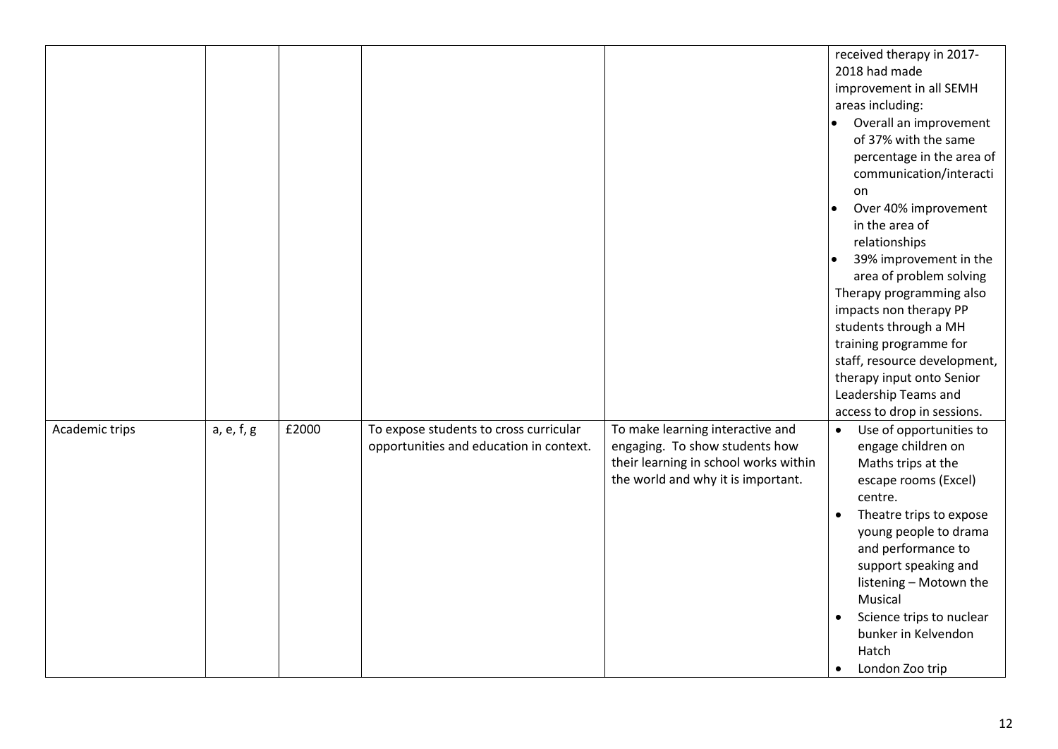| | | | | | |
|---|---|---|---|---|---|
| | | | | | received therapy in 2017-2018 had made improvement in all SEMH areas including:<br>• Overall an improvement of 37% with the same percentage in the area of communication/interaction<br>• Over 40% improvement in the area of relationships<br>• 39% improvement in the area of problem solving<br>Therapy programming also impacts non therapy PP students through a MH training programme for staff, resource development, therapy input onto Senior Leadership Teams and access to drop in sessions. |
| Academic trips | a, e, f, g | £2000 | To expose students to cross curricular opportunities and education in context. | To make learning interactive and engaging. To show students how their learning in school works within the world and why it is important. | • Use of opportunities to engage children on Maths trips at the escape rooms (Excel) centre.<br>• Theatre trips to expose young people to drama and performance to support speaking and listening – Motown the Musical<br>• Science trips to nuclear bunker in Kelvendon Hatch<br>• London Zoo trip |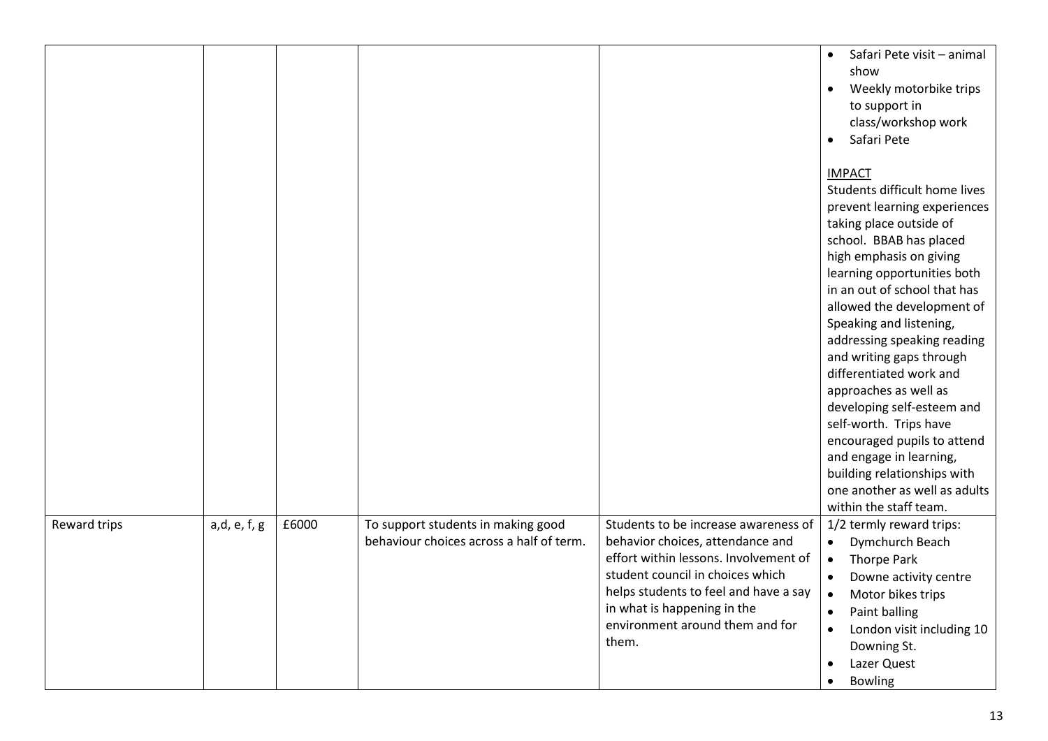| | | | | | |
|---|---|---|---|---|---|
| | | | | | • Safari Pete visit – animal show<br>• Weekly motorbike trips to support in class/workshop work<br>• Safari Pete<br><br>IMPACT<br>Students difficult home lives prevent learning experiences taking place outside of school. BBAB has placed high emphasis on giving learning opportunities both in an out of school that has allowed the development of Speaking and listening, addressing speaking reading and writing gaps through differentiated work and approaches as well as developing self-esteem and self-worth. Trips have encouraged pupils to attend and engage in learning, building relationships with one another as well as adults within the staff team. |
| Reward trips | a,d, e, f, g | £6000 | To support students in making good behaviour choices across a half of term. | Students to be increase awareness of behavior choices, attendance and effort within lessons. Involvement of student council in choices which helps students to feel and have a say in what is happening in the environment around them and for them. | 1/2 termly reward trips:<br>• Dymchurch Beach<br>• Thorpe Park<br>• Downe activity centre<br>• Motor bikes trips<br>• Paint balling<br>• London visit including 10 Downing St.<br>• Lazer Quest<br>• Bowling |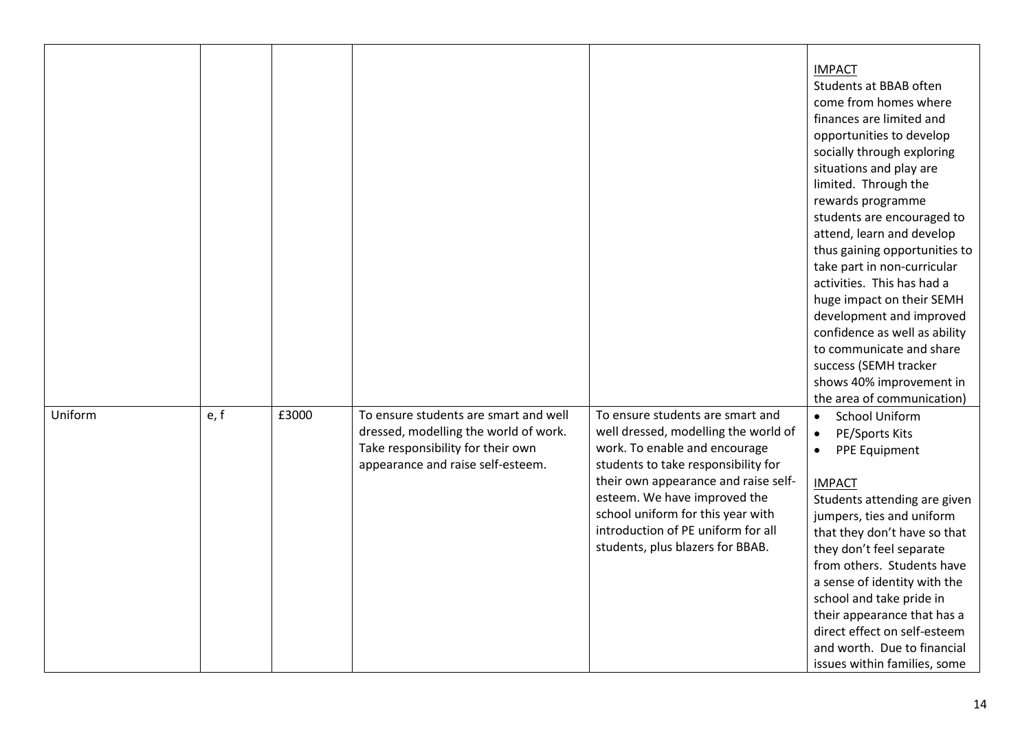| | | | | | |
|---|---|---|---|---|---|
| | | | | | <u>IMPACT</u><br>Students at BBAB often come from homes where finances are limited and opportunities to develop socially through exploring situations and play are limited. Through the rewards programme students are encouraged to attend, learn and develop thus gaining opportunities to take part in non-curricular activities. This has had a huge impact on their SEMH development and improved confidence as well as ability to communicate and share success (SEMH tracker shows 40% improvement in the area of communication) |
| Uniform | e, f | £3000 | To ensure students are smart and well dressed, modelling the world of work. Take responsibility for their own appearance and raise self-esteem. | To ensure students are smart and well dressed, modelling the world of work. To enable and encourage students to take responsibility for their own appearance and raise self-esteem. We have improved the school uniform for this year with introduction of PE uniform for all students, plus blazers for BBAB. | • School Uniform<br>• PE/Sports Kits<br>• PPE Equipment<br><br><u>IMPACT</u><br>Students attending are given jumpers, ties and uniform that they don't have so that they don't feel separate from others. Students have a sense of identity with the school and take pride in their appearance that has a direct effect on self-esteem and worth. Due to financial issues within families, some |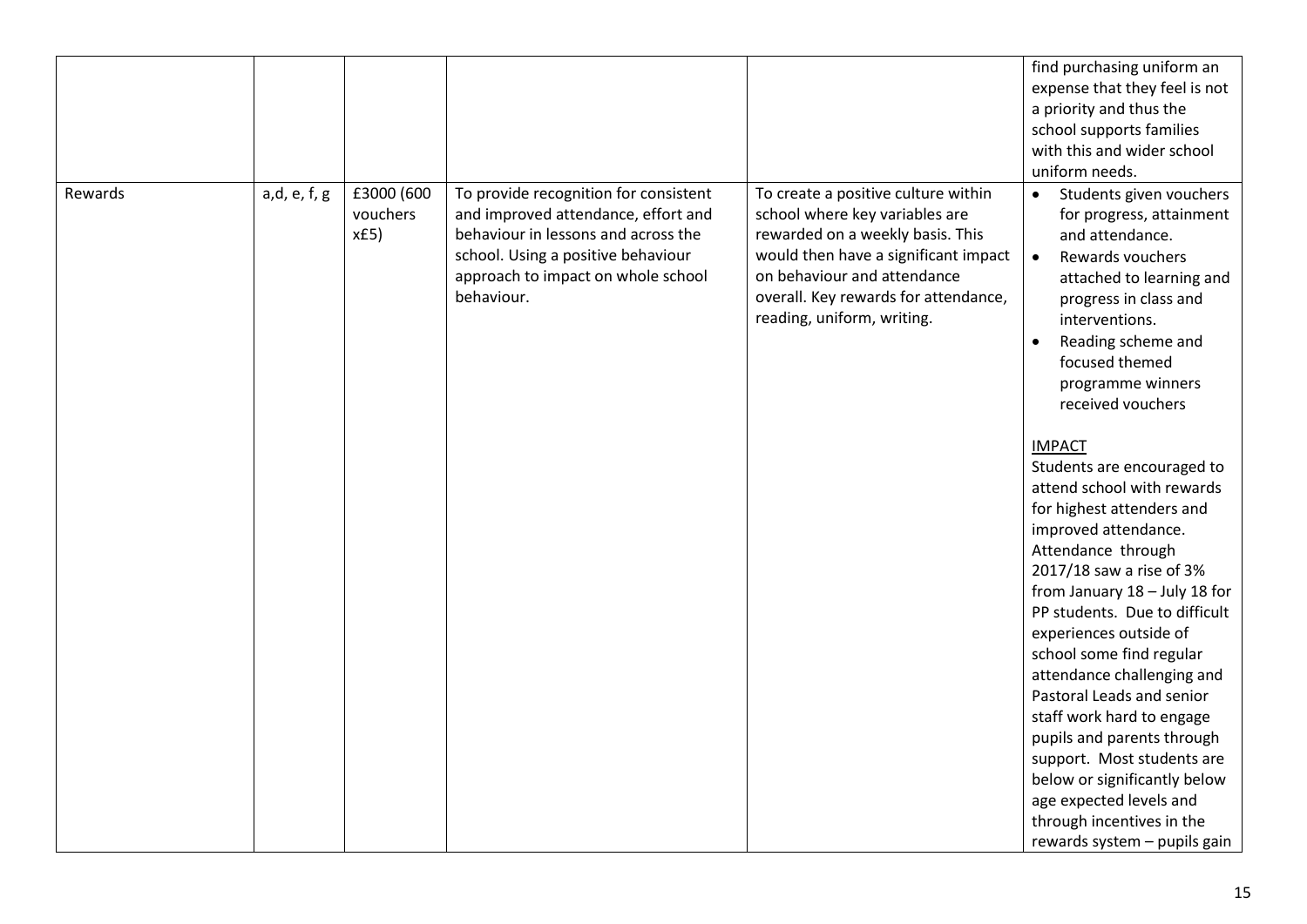| | | | | | |
|---|---|---|---|---|---|
| | | | | | find purchasing uniform an expense that they feel is not a priority and thus the school supports families with this and wider school uniform needs. |
| Rewards | a,d, e, f, g | £3000 (600 vouchers x£5) | To provide recognition for consistent and improved attendance, effort and behaviour in lessons and across the school. Using a positive behaviour approach to impact on whole school behaviour. | To create a positive culture within school where key variables are rewarded on a weekly basis. This would then have a significant impact on behaviour and attendance overall. Key rewards for attendance, reading, uniform, writing. | • Students given vouchers for progress, attainment and attendance.<br>• Rewards vouchers attached to learning and progress in class and interventions.<br>• Reading scheme and focused themed programme winners received vouchers<br><br>IMPACT<br>Students are encouraged to attend school with rewards for highest attenders and improved attendance. Attendance through 2017/18 saw a rise of 3% from January 18 – July 18 for PP students. Due to difficult experiences outside of school some find regular attendance challenging and Pastoral Leads and senior staff work hard to engage pupils and parents through support. Most students are below or significantly below age expected levels and through incentives in the rewards system – pupils gain |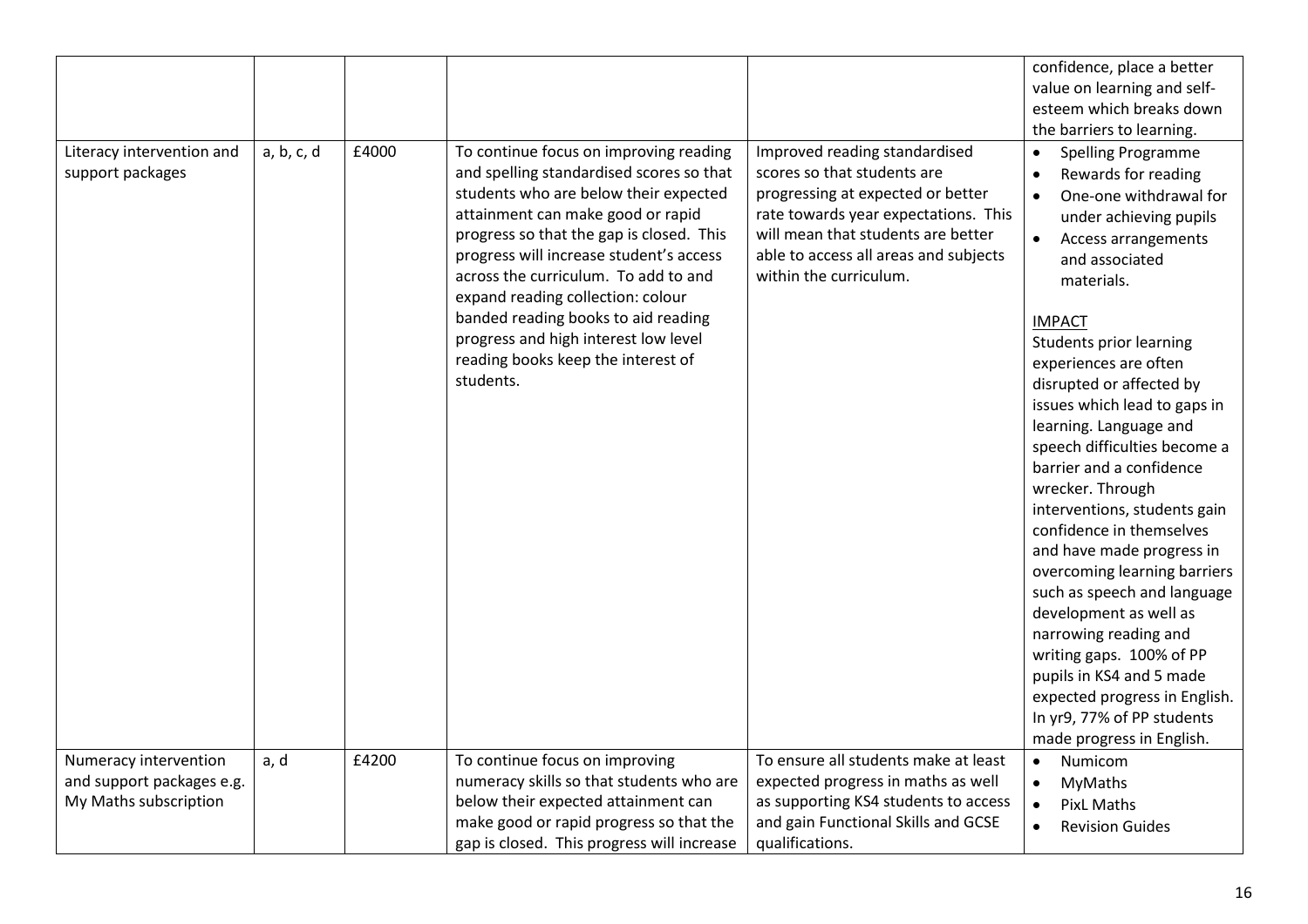| | | | | | |
|---|---|---|---|---|---|
| | | | | | confidence, place a better value on learning and self-esteem which breaks down the barriers to learning. |
| Literacy intervention and support packages | a, b, c, d | £4000 | To continue focus on improving reading and spelling standardised scores so that students who are below their expected attainment can make good or rapid progress so that the gap is closed. This progress will increase student's access across the curriculum. To add to and expand reading collection: colour banded reading books to aid reading progress and high interest low level reading books keep the interest of students. | Improved reading standardised scores so that students are progressing at expected or better rate towards year expectations. This will mean that students are better able to access all areas and subjects within the curriculum. | • Spelling Programme<br>• Rewards for reading<br>• One-one withdrawal for under achieving pupils<br>• Access arrangements and associated materials.<br><br>IMPACT<br>Students prior learning experiences are often disrupted or affected by issues which lead to gaps in learning. Language and speech difficulties become a barrier and a confidence wrecker. Through interventions, students gain confidence in themselves and have made progress in overcoming learning barriers such as speech and language development as well as narrowing reading and writing gaps. 100% of PP pupils in KS4 and 5 made expected progress in English. In yr9, 77% of PP students made progress in English. |
| Numeracy intervention and support packages e.g. My Maths subscription | a, d | £4200 | To continue focus on improving numeracy skills so that students who are below their expected attainment can make good or rapid progress so that the gap is closed. This progress will increase | To ensure all students make at least expected progress in maths as well as supporting KS4 students to access and gain Functional Skills and GCSE qualifications. | • Numicom<br>• MyMaths<br>• PixL Maths<br>• Revision Guides |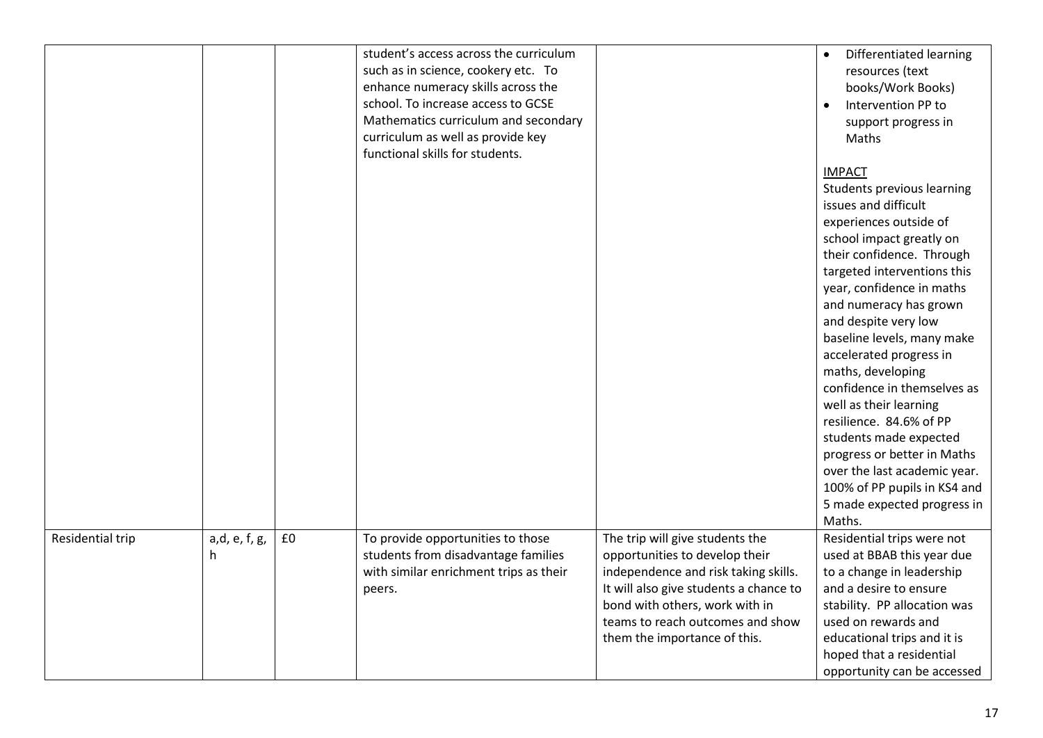| | | | | | |
|---|---|---|---|---|---|
| | | | student's access across the curriculum such as in science, cookery etc. To enhance numeracy skills across the school. To increase access to GCSE Mathematics curriculum and secondary curriculum as well as provide key functional skills for students. | | • Differentiated learning resources (text books/Work Books)<br>• Intervention PP to support progress in Maths<br><br>IMPACT<br>Students previous learning issues and difficult experiences outside of school impact greatly on their confidence. Through targeted interventions this year, confidence in maths and numeracy has grown and despite very low baseline levels, many make accelerated progress in maths, developing confidence in themselves as well as their learning resilience. 84.6% of PP students made expected progress or better in Maths over the last academic year. 100% of PP pupils in KS4 and 5 made expected progress in Maths. |
| Residential trip | a,d, e, f, g, h | £0 | To provide opportunities to those students from disadvantage families with similar enrichment trips as their peers. | The trip will give students the opportunities to develop their independence and risk taking skills. It will also give students a chance to bond with others, work with in teams to reach outcomes and show them the importance of this. | Residential trips were not used at BBAB this year due to a change in leadership and a desire to ensure stability. PP allocation was used on rewards and educational trips and it is hoped that a residential opportunity can be accessed |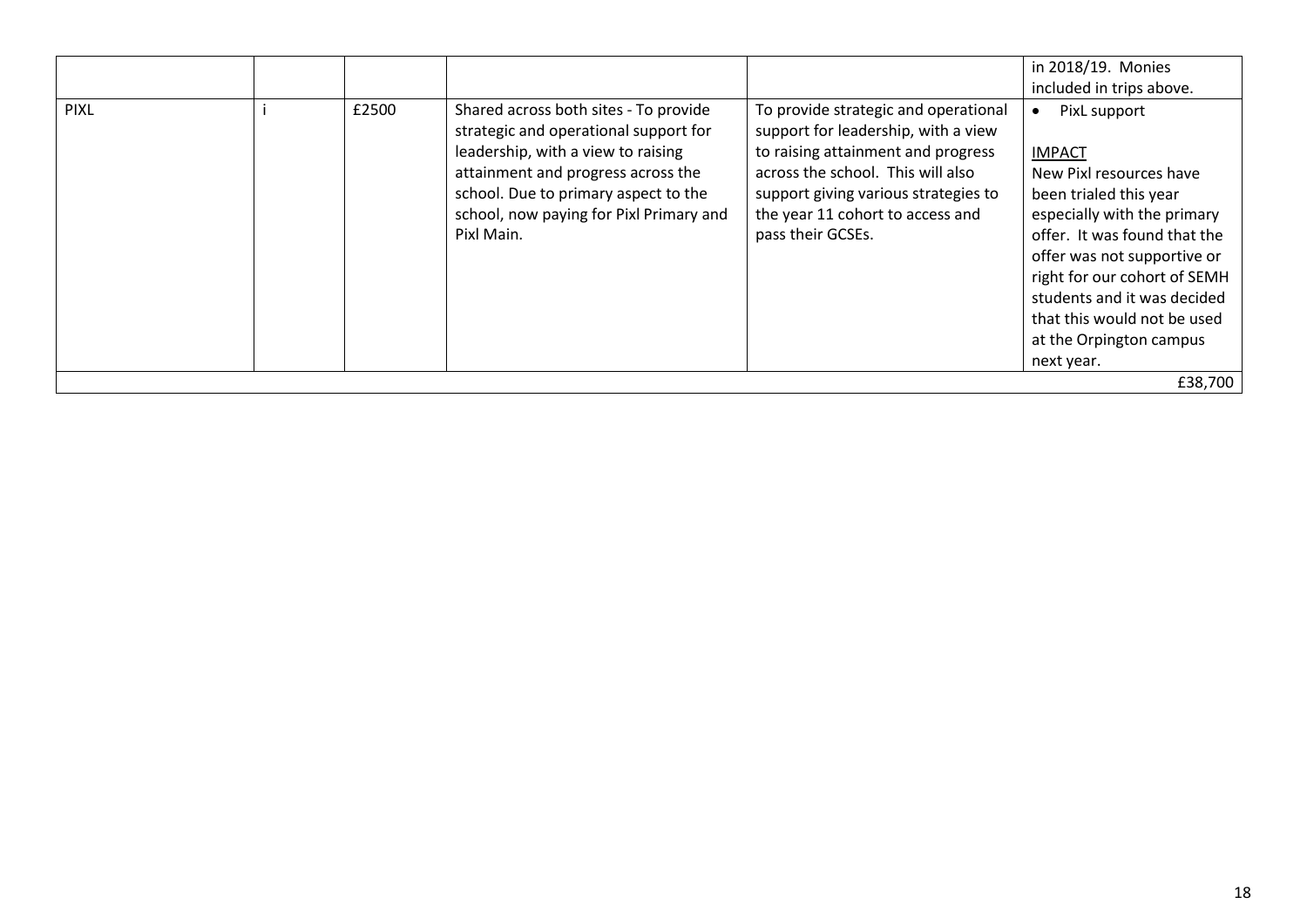| | | | | | |
|---|---|---|---|---|---|
| | | | | | in 2018/19. Monies included in trips above. |
| PIXL | i | £2500 | Shared across both sites - To provide strategic and operational support for leadership, with a view to raising attainment and progress across the school. Due to primary aspect to the school, now paying for Pixl Primary and Pixl Main. | To provide strategic and operational support for leadership, with a view to raising attainment and progress across the school. This will also support giving various strategies to the year 11 cohort to access and pass their GCSEs. | • PixL support<br><br>IMPACT<br>New Pixl resources have been trialed this year especially with the primary offer. It was found that the offer was not supportive or right for our cohort of SEMH students and it was decided that this would not be used at the Orpington campus next year. |
| | | | | | £38,700 |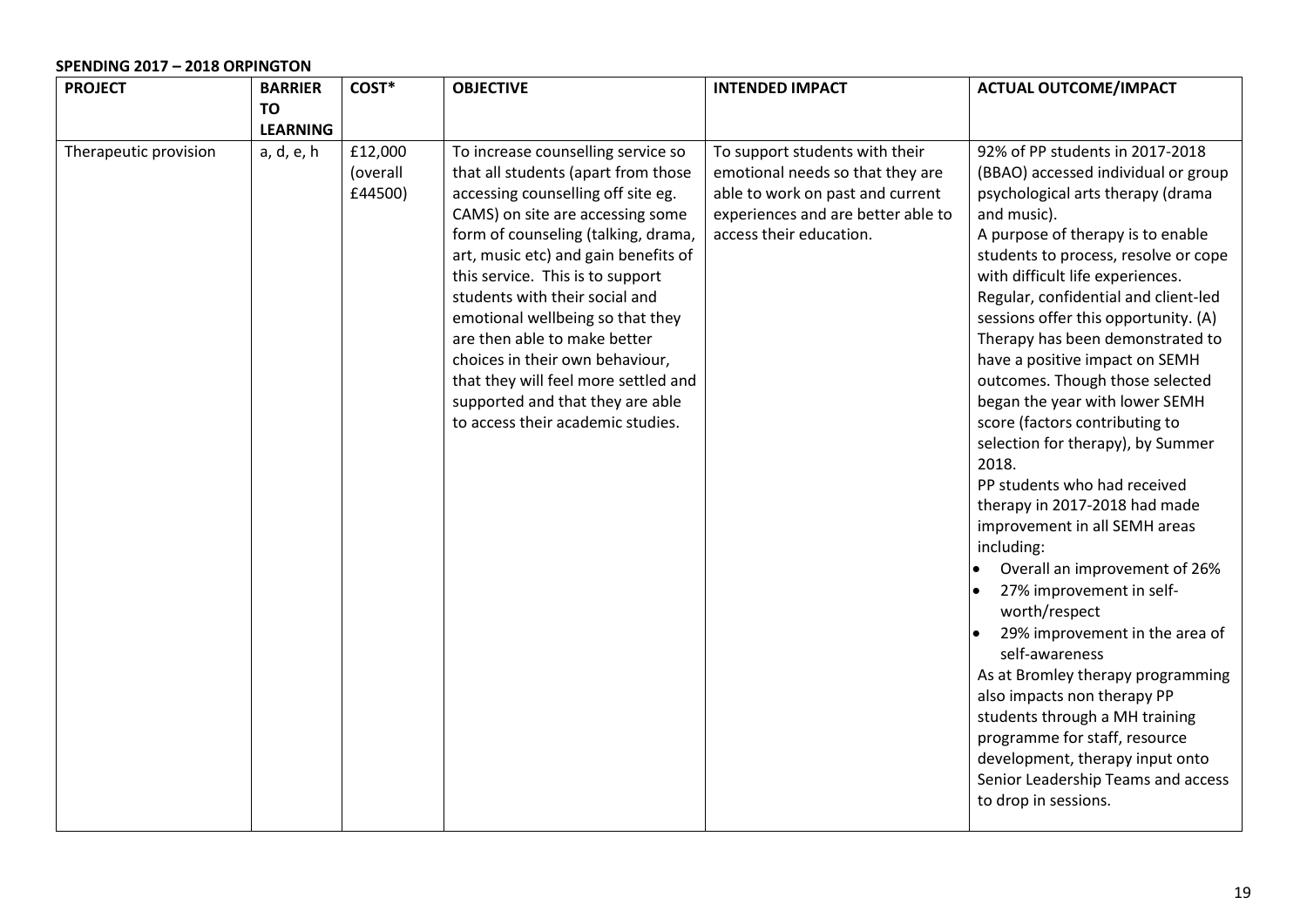**SPENDING 2017 – 2018 ORPINGTON**

| PROJECT | BARRIER TO LEARNING | COST* | OBJECTIVE | INTENDED IMPACT | ACTUAL OUTCOME/IMPACT |
|---|---|---|---|---|---|
| Therapeutic provision | a, d, e, h | £12,000 (overall £44500) | To increase counselling service so that all students (apart from those accessing counselling off site eg. CAMS) on site are accessing some form of counseling (talking, drama, art, music etc) and gain benefits of this service. This is to support students with their social and emotional wellbeing so that they are then able to make better choices in their own behaviour, that they will feel more settled and supported and that they are able to access their academic studies. | To support students with their emotional needs so that they are able to work on past and current experiences and are better able to access their education. | 92% of PP students in 2017-2018 (BBAO) accessed individual or group psychological arts therapy (drama and music).<br>A purpose of therapy is to enable students to process, resolve or cope with difficult life experiences. Regular, confidential and client-led sessions offer this opportunity. (A) Therapy has been demonstrated to have a positive impact on SEMH outcomes. Though those selected began the year with lower SEMH score (factors contributing to selection for therapy), by Summer 2018.<br>PP students who had received therapy in 2017-2018 had made improvement in all SEMH areas including:<br>• Overall an improvement of 26%<br>• 27% improvement in self-worth/respect<br>• 29% improvement in the area of self-awareness<br>As at Bromley therapy programming also impacts non therapy PP students through a MH training programme for staff, resource development, therapy input onto Senior Leadership Teams and access to drop in sessions. |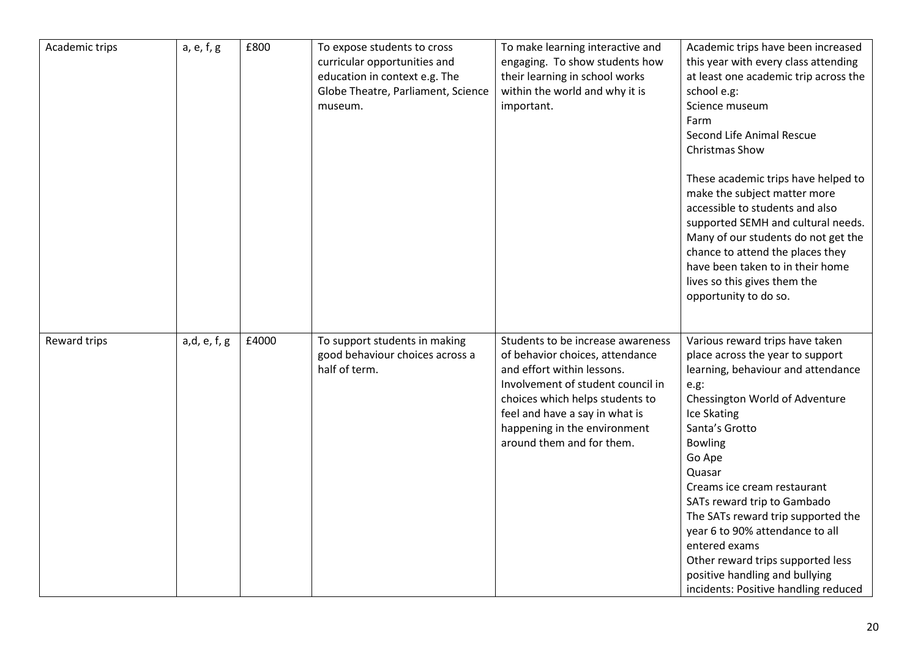| | | | | | |
|---|---|---|---|---|---|
| Academic trips | a, e, f, g | £800 | To expose students to cross curricular opportunities and education in context e.g. The Globe Theatre, Parliament, Science museum. | To make learning interactive and engaging. To show students how their learning in school works within the world and why it is important. | Academic trips have been increased this year with every class attending at least one academic trip across the school e.g:<br>Science museum<br>Farm<br>Second Life Animal Rescue<br>Christmas Show<br><br>These academic trips have helped to make the subject matter more accessible to students and also supported SEMH and cultural needs. Many of our students do not get the chance to attend the places they have been taken to in their home lives so this gives them the opportunity to do so. |
| Reward trips | a,d, e, f, g | £4000 | To support students in making good behaviour choices across a half of term. | Students to be increase awareness of behavior choices, attendance and effort within lessons. Involvement of student council in choices which helps students to feel and have a say in what is happening in the environment around them and for them. | Various reward trips have taken place across the year to support learning, behaviour and attendance e.g:<br>Chessington World of Adventure<br>Ice Skating<br>Santa's Grotto<br>Bowling<br>Go Ape<br>Quasar<br>Creams ice cream restaurant<br>SATs reward trip to Gambado<br>The SATs reward trip supported the year 6 to 90% attendance to all entered exams<br>Other reward trips supported less positive handling and bullying incidents: Positive handling reduced |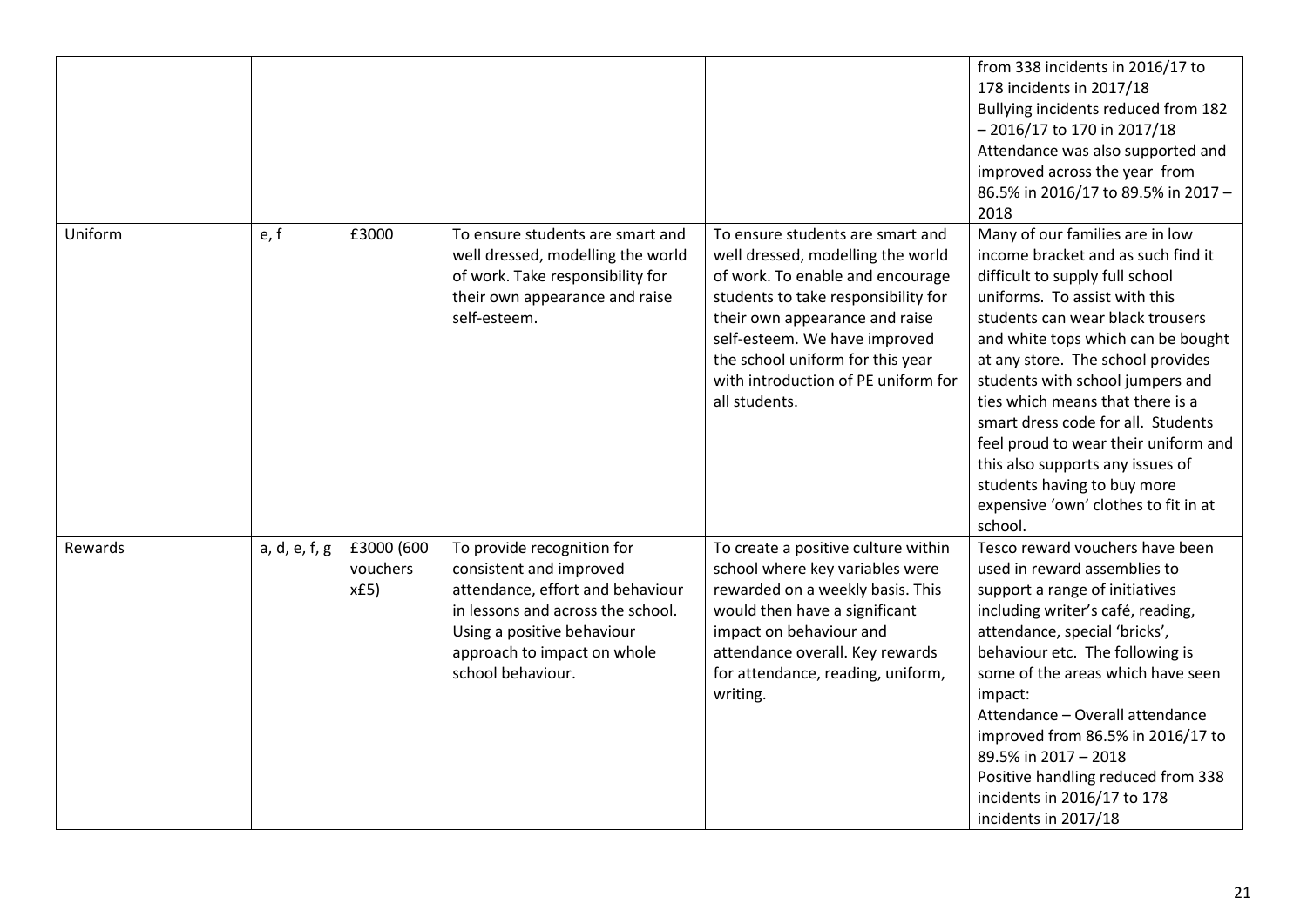| | | | | | |
|---|---|---|---|---|---|
| | | | | | from 338 incidents in 2016/17 to 178 incidents in 2017/18<br>Bullying incidents reduced from 182 – 2016/17 to 170 in 2017/18<br>Attendance was also supported and improved across the year from 86.5% in 2016/17 to 89.5% in 2017 – 2018 |
| Uniform | e, f | £3000 | To ensure students are smart and well dressed, modelling the world of work. Take responsibility for their own appearance and raise self-esteem. | To ensure students are smart and well dressed, modelling the world of work. To enable and encourage students to take responsibility for their own appearance and raise self-esteem. We have improved the school uniform for this year with introduction of PE uniform for all students. | Many of our families are in low income bracket and as such find it difficult to supply full school uniforms. To assist with this students can wear black trousers and white tops which can be bought at any store. The school provides students with school jumpers and ties which means that there is a smart dress code for all. Students feel proud to wear their uniform and this also supports any issues of students having to buy more expensive 'own' clothes to fit in at school. |
| Rewards | a, d, e, f, g | £3000 (600 vouchers x£5) | To provide recognition for consistent and improved attendance, effort and behaviour in lessons and across the school. Using a positive behaviour approach to impact on whole school behaviour. | To create a positive culture within school where key variables were rewarded on a weekly basis. This would then have a significant impact on behaviour and attendance overall. Key rewards for attendance, reading, uniform, writing. | Tesco reward vouchers have been used in reward assemblies to support a range of initiatives including writer's café, reading, attendance, special 'bricks', behaviour etc. The following is some of the areas which have seen impact:<br>Attendance – Overall attendance improved from 86.5% in 2016/17 to 89.5% in 2017 – 2018<br>Positive handling reduced from 338 incidents in 2016/17 to 178 incidents in 2017/18 |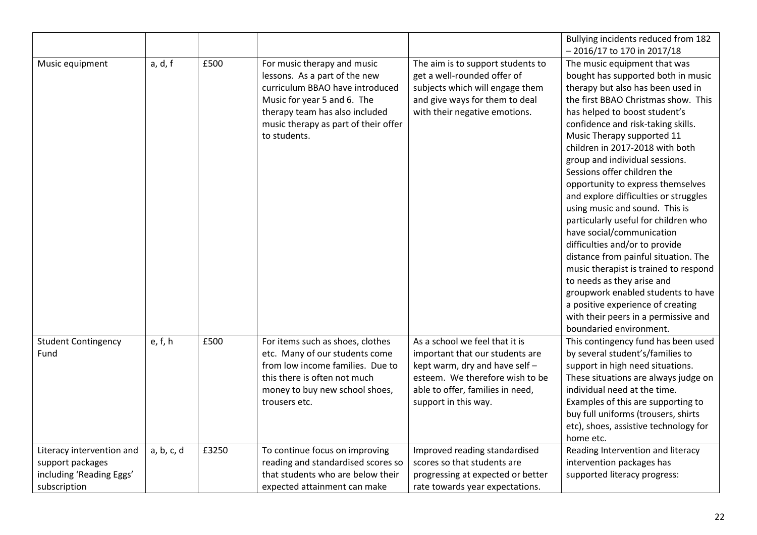| | | | | | |
|---|---|---|---|---|---|
| | | | | | Bullying incidents reduced from 182 – 2016/17 to 170 in 2017/18 |
| Music equipment | a, d, f | £500 | For music therapy and music lessons. As a part of the new curriculum BBAO have introduced Music for year 5 and 6. The therapy team has also included music therapy as part of their offer to students. | The aim is to support students to get a well-rounded offer of subjects which will engage them and give ways for them to deal with their negative emotions. | The music equipment that was bought has supported both in music therapy but also has been used in the first BBAO Christmas show. This has helped to boost student's confidence and risk-taking skills. Music Therapy supported 11 children in 2017-2018 with both group and individual sessions. Sessions offer children the opportunity to express themselves and explore difficulties or struggles using music and sound. This is particularly useful for children who have social/communication difficulties and/or to provide distance from painful situation. The music therapist is trained to respond to needs as they arise and groupwork enabled students to have a positive experience of creating with their peers in a permissive and boundaried environment. |
| Student Contingency Fund | e, f, h | £500 | For items such as shoes, clothes etc. Many of our students come from low income families. Due to this there is often not much money to buy new school shoes, trousers etc. | As a school we feel that it is important that our students are kept warm, dry and have self – esteem. We therefore wish to be able to offer, families in need, support in this way. | This contingency fund has been used by several student's/families to support in high need situations. These situations are always judge on individual need at the time. Examples of this are supporting to buy full uniforms (trousers, shirts etc), shoes, assistive technology for home etc. |
| Literacy intervention and support packages including 'Reading Eggs' subscription | a, b, c, d | £3250 | To continue focus on improving reading and standardised scores so that students who are below their expected attainment can make | Improved reading standardised scores so that students are progressing at expected or better rate towards year expectations. | Reading Intervention and literacy intervention packages has supported literacy progress: |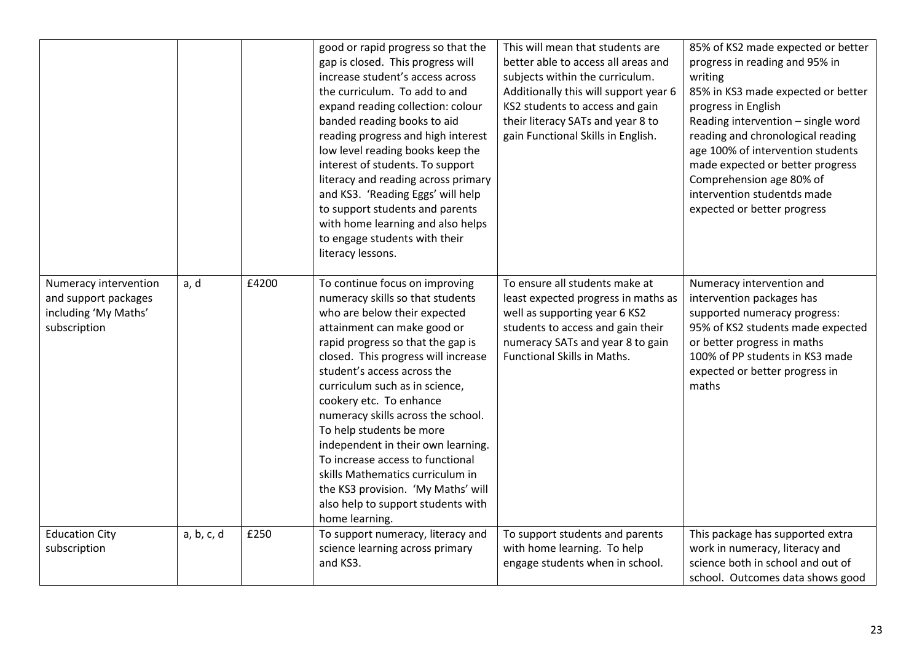| | | | | | |
|---|---|---|---|---|---|
| | | | good or rapid progress so that the gap is closed. This progress will increase student's access across the curriculum. To add to and expand reading collection: colour banded reading books to aid reading progress and high interest low level reading books keep the interest of students. To support literacy and reading across primary and KS3. 'Reading Eggs' will help to support students and parents with home learning and also helps to engage students with their literacy lessons. | This will mean that students are better able to access all areas and subjects within the curriculum. Additionally this will support year 6 KS2 students to access and gain their literacy SATs and year 8 to gain Functional Skills in English. | 85% of KS2 made expected or better progress in reading and 95% in writing<br>85% in KS3 made expected or better progress in English<br>Reading intervention – single word reading and chronological reading age 100% of intervention students made expected or better progress<br>Comprehension age 80% of intervention studentds made expected or better progress |
| Numeracy intervention and support packages including 'My Maths' subscription | a, d | £4200 | To continue focus on improving numeracy skills so that students who are below their expected attainment can make good or rapid progress so that the gap is closed. This progress will increase student's access across the curriculum such as in science, cookery etc. To enhance numeracy skills across the school. To help students be more independent in their own learning. To increase access to functional skills Mathematics curriculum in the KS3 provision. 'My Maths' will also help to support students with home learning. | To ensure all students make at least expected progress in maths as well as supporting year 6 KS2 students to access and gain their numeracy SATs and year 8 to gain Functional Skills in Maths. | Numeracy intervention and intervention packages has supported numeracy progress:<br>95% of KS2 students made expected or better progress in maths<br>100% of PP students in KS3 made expected or better progress in maths |
| Education City subscription | a, b, c, d | £250 | To support numeracy, literacy and science learning across primary and KS3. | To support students and parents with home learning. To help engage students when in school. | This package has supported extra work in numeracy, literacy and science both in school and out of school. Outcomes data shows good |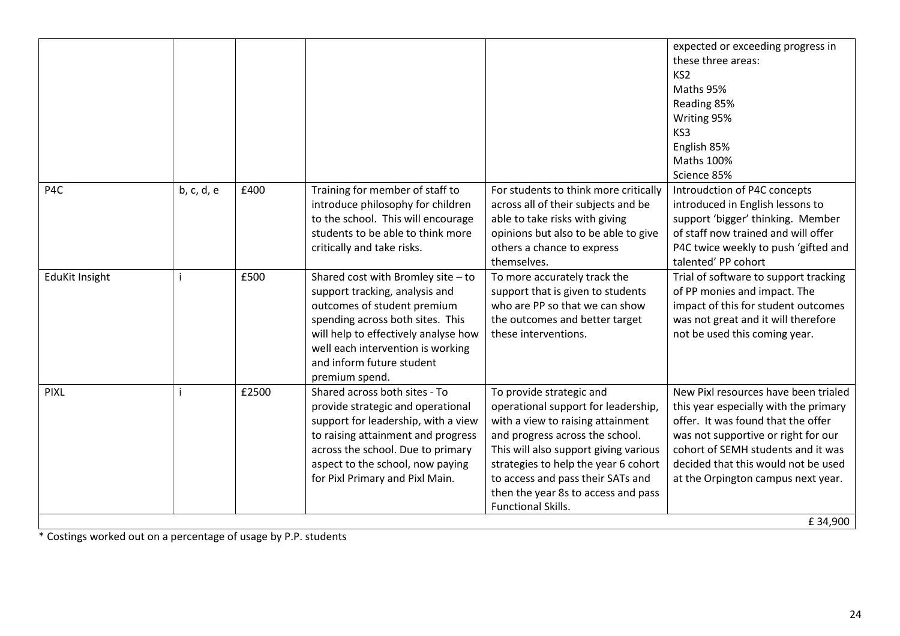|  |  |  |  |  |  |
|---|---|---|---|---|---|
|  |  |  |  |  | expected or exceeding progress in these three areas:<br>KS2<br>Maths 95%<br>Reading 85%<br>Writing 95%<br>KS3<br>English 85%<br>Maths 100%<br>Science 85% |
| P4C | b, c, d, e | £400 | Training for member of staff to introduce philosophy for children to the school. This will encourage students to be able to think more critically and take risks. | For students to think more critically across all of their subjects and be able to take risks with giving opinions but also to be able to give others a chance to express themselves. | Introudction of P4C concepts introduced in English lessons to support 'bigger' thinking. Member of staff now trained and will offer P4C twice weekly to push 'gifted and talented' PP cohort |
| EduKit Insight | i | £500 | Shared cost with Bromley site – to support tracking, analysis and outcomes of student premium spending across both sites. This will help to effectively analyse how well each intervention is working and inform future student premium spend. | To more accurately track the support that is given to students who are PP so that we can show the outcomes and better target these interventions. | Trial of software to support tracking of PP monies and impact. The impact of this for student outcomes was not great and it will therefore not be used this coming year. |
| PIXL | i | £2500 | Shared across both sites - To provide strategic and operational support for leadership, with a view to raising attainment and progress across the school. Due to primary aspect to the school, now paying for Pixl Primary and Pixl Main. | To provide strategic and operational support for leadership, with a view to raising attainment and progress across the school. This will also support giving various strategies to help the year 6 cohort to access and pass their SATs and then the year 8s to access and pass Functional Skills. | New Pixl resources have been trialed this year especially with the primary offer. It was found that the offer was not supportive or right for our cohort of SEMH students and it was decided that this would not be used at the Orpington campus next year. |
|  |  |  |  |  | £ 34,900 |

* Costings worked out on a percentage of usage by P.P. students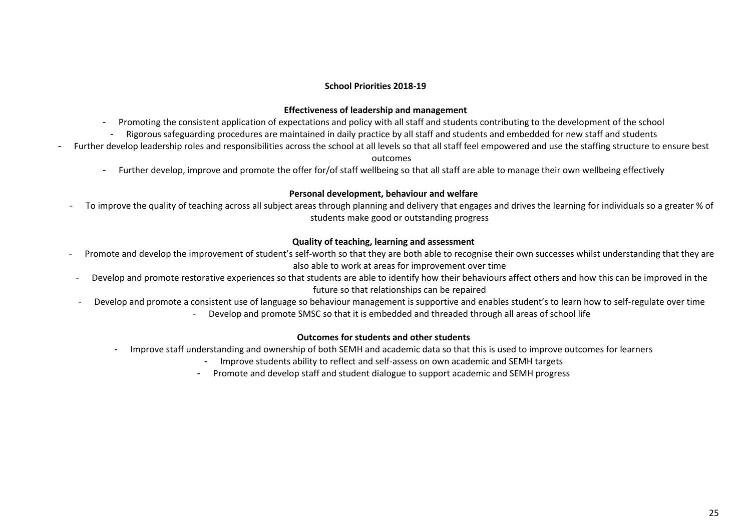## School Priorities 2018-19

### Effectiveness of leadership and management

- Promoting the consistent application of expectations and policy with all staff and students contributing to the development of the school
- Rigorous safeguarding procedures are maintained in daily practice by all staff and students and embedded for new staff and students
- Further develop leadership roles and responsibilities across the school at all levels so that all staff feel empowered and use the staffing structure to ensure best outcomes
- Further develop, improve and promote the offer for/of staff wellbeing so that all staff are able to manage their own wellbeing effectively

### Personal development, behaviour and welfare

- To improve the quality of teaching across all subject areas through planning and delivery that engages and drives the learning for individuals so a greater % of students make good or outstanding progress

### Quality of teaching, learning and assessment

- Promote and develop the improvement of student's self-worth so that they are both able to recognise their own successes whilst understanding that they are also able to work at areas for improvement over time
- Develop and promote restorative experiences so that students are able to identify how their behaviours affect others and how this can be improved in the future so that relationships can be repaired
- Develop and promote a consistent use of language so behaviour management is supportive and enables student's to learn how to self-regulate over time
- Develop and promote SMSC so that it is embedded and threaded through all areas of school life

### Outcomes for students and other students

- Improve staff understanding and ownership of both SEMH and academic data so that this is used to improve outcomes for learners
- Improve students ability to reflect and self-assess on own academic and SEMH targets
- Promote and develop staff and student dialogue to support academic and SEMH progress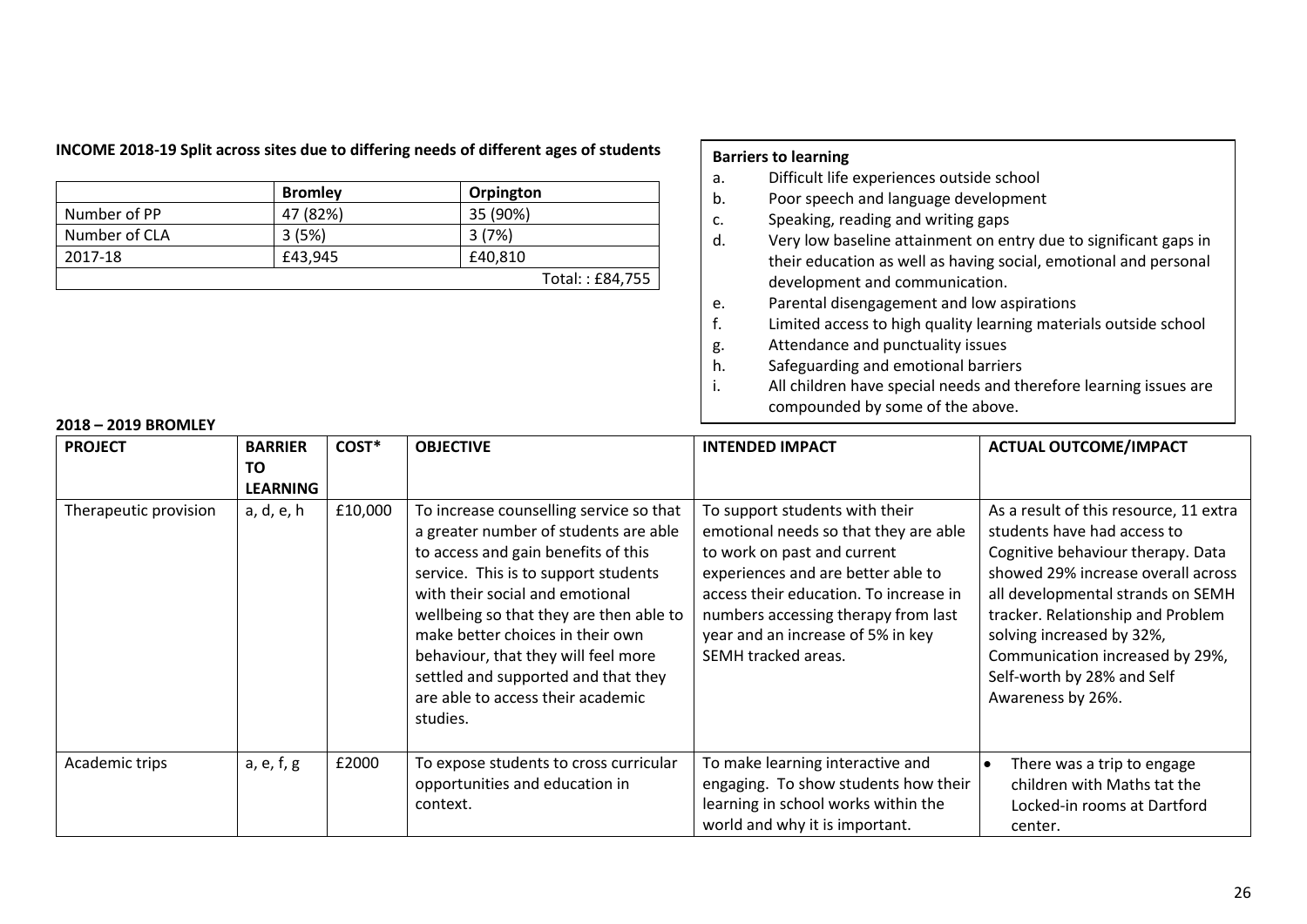**INCOME 2018-19 Split across sites due to differing needs of different ages of students**

| | Bromley | Orpington |
|---|---|---|
| Number of PP | 47 (82%) | 35 (90%) |
| Number of CLA | 3 (5%) | 3 (7%) |
| 2017-18 | £43,945 | £40,810 |
| | | Total: : £84,755 |

**Barriers to learning**

a. Difficult life experiences outside school
b. Poor speech and language development
c. Speaking, reading and writing gaps
d. Very low baseline attainment on entry due to significant gaps in their education as well as having social, emotional and personal development and communication.
e. Parental disengagement and low aspirations
f. Limited access to high quality learning materials outside school
g. Attendance and punctuality issues
h. Safeguarding and emotional barriers
i. All children have special needs and therefore learning issues are compounded by some of the above.

**2018 – 2019 BROMLEY**

| PROJECT | BARRIER TO LEARNING | COST* | OBJECTIVE | INTENDED IMPACT | ACTUAL OUTCOME/IMPACT |
|---|---|---|---|---|---|
| Therapeutic provision | a, d, e, h | £10,000 | To increase counselling service so that a greater number of students are able to access and gain benefits of this service. This is to support students with their social and emotional wellbeing so that they are then able to make better choices in their own behaviour, that they will feel more settled and supported and that they are able to access their academic studies. | To support students with their emotional needs so that they are able to work on past and current experiences and are better able to access their education. To increase in numbers accessing therapy from last year and an increase of 5% in key SEMH tracked areas. | As a result of this resource, 11 extra students have had access to Cognitive behaviour therapy. Data showed 29% increase overall across all developmental strands on SEMH tracker. Relationship and Problem solving increased by 32%, Communication increased by 29%, Self-worth by 28% and Self Awareness by 26%. |
| Academic trips | a, e, f, g | £2000 | To expose students to cross curricular opportunities and education in context. | To make learning interactive and engaging. To show students how their learning in school works within the world and why it is important. | • There was a trip to engage children with Maths tat the Locked-in rooms at Dartford center. |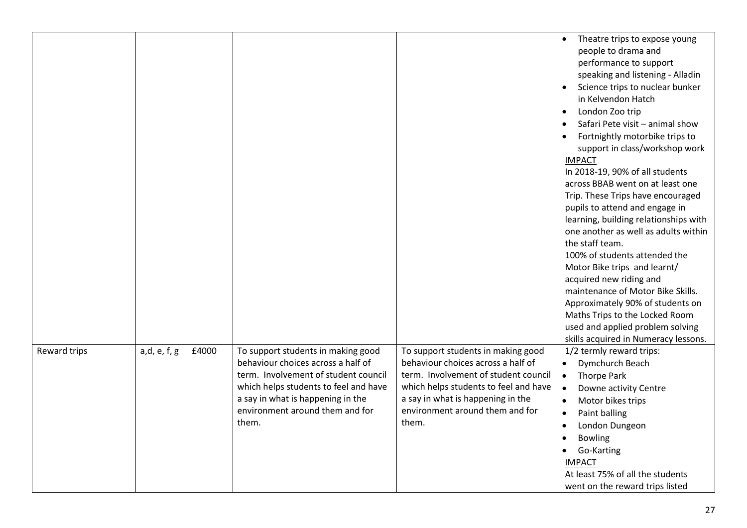| | | | | | |
|---|---|---|---|---|---|
| | | | | | • Theatre trips to expose young people to drama and performance to support speaking and listening - Alladin<br>• Science trips to nuclear bunker in Kelvendon Hatch<br>• London Zoo trip<br>• Safari Pete visit – animal show<br>• Fortnightly motorbike trips to support in class/workshop work<br>IMPACT<br>In 2018-19, 90% of all students across BBAB went on at least one Trip. These Trips have encouraged pupils to attend and engage in learning, building relationships with one another as well as adults within the staff team.<br>100% of students attended the Motor Bike trips and learnt/ acquired new riding and maintenance of Motor Bike Skills.<br>Approximately 90% of students on Maths Trips to the Locked Room used and applied problem solving skills acquired in Numeracy lessons. |
| Reward trips | a,d, e, f, g | £4000 | To support students in making good behaviour choices across a half of term. Involvement of student council which helps students to feel and have a say in what is happening in the environment around them and for them. | To support students in making good behaviour choices across a half of term. Involvement of student council which helps students to feel and have a say in what is happening in the environment around them and for them. | 1/2 termly reward trips:<br>• Dymchurch Beach<br>• Thorpe Park<br>• Downe activity Centre<br>• Motor bikes trips<br>• Paint balling<br>• London Dungeon<br>• Bowling<br>• Go-Karting<br>IMPACT<br>At least 75% of all the students went on the reward trips listed |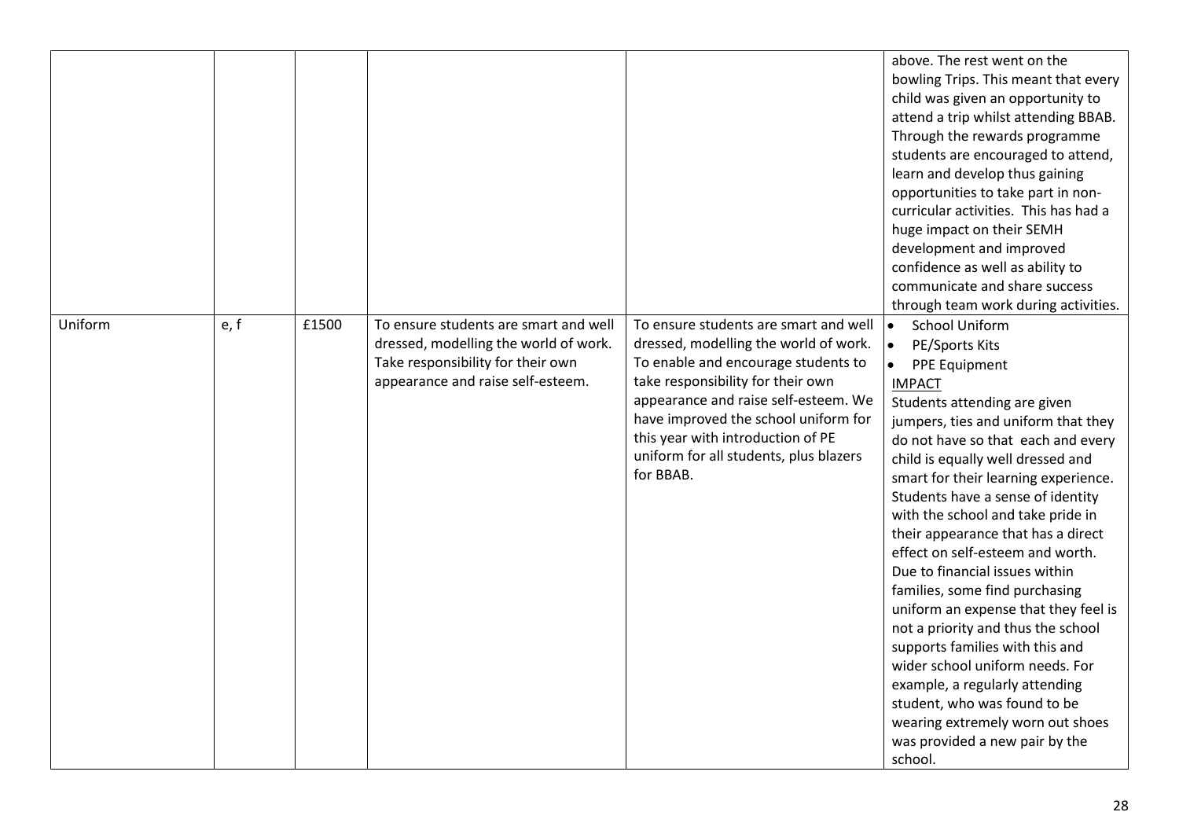| | | | | | |
|---|---|---|---|---|---|
| | | | | | above. The rest went on the bowling Trips. This meant that every child was given an opportunity to attend a trip whilst attending BBAB. Through the rewards programme students are encouraged to attend, learn and develop thus gaining opportunities to take part in non-curricular activities. This has had a huge impact on their SEMH development and improved confidence as well as ability to communicate and share success through team work during activities. |
| Uniform | e, f | £1500 | To ensure students are smart and well dressed, modelling the world of work. Take responsibility for their own appearance and raise self-esteem. | To ensure students are smart and well dressed, modelling the world of work. To enable and encourage students to take responsibility for their own appearance and raise self-esteem. We have improved the school uniform for this year with introduction of PE uniform for all students, plus blazers for BBAB. | • School Uniform<br>• PE/Sports Kits<br>• PPE Equipment<br><u>IMPACT</u><br>Students attending are given jumpers, ties and uniform that they do not have so that each and every child is equally well dressed and smart for their learning experience. Students have a sense of identity with the school and take pride in their appearance that has a direct effect on self-esteem and worth. Due to financial issues within families, some find purchasing uniform an expense that they feel is not a priority and thus the school supports families with this and wider school uniform needs. For example, a regularly attending student, who was found to be wearing extremely worn out shoes was provided a new pair by the school. |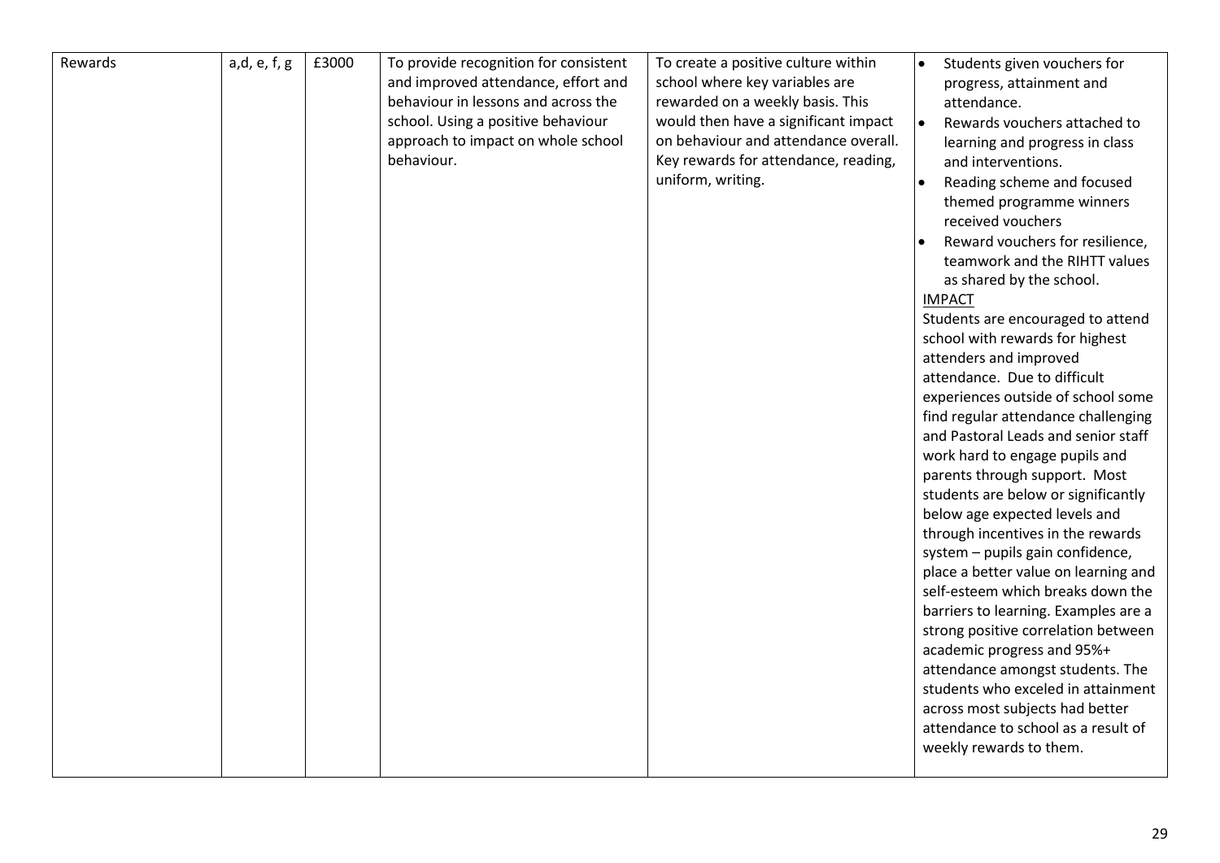| Rewards | a,d, e, f, g | £3000 | To provide recognition for consistent and improved attendance, effort and behaviour in lessons and across the school. Using a positive behaviour approach to impact on whole school behaviour. | To create a positive culture within school where key variables are rewarded on a weekly basis. This would then have a significant impact on behaviour and attendance overall. Key rewards for attendance, reading, uniform, writing. | • Students given vouchers for progress, attainment and attendance.<br>• Rewards vouchers attached to learning and progress in class and interventions.<br>• Reading scheme and focused themed programme winners received vouchers<br>• Reward vouchers for resilience, teamwork and the RIHTT values as shared by the school.<br><u>IMPACT</u><br>Students are encouraged to attend school with rewards for highest attenders and improved attendance. Due to difficult experiences outside of school some find regular attendance challenging and Pastoral Leads and senior staff work hard to engage pupils and parents through support. Most students are below or significantly below age expected levels and through incentives in the rewards system – pupils gain confidence, place a better value on learning and self-esteem which breaks down the barriers to learning. Examples are a strong positive correlation between academic progress and 95%+ attendance amongst students. The students who exceled in attainment across most subjects had better attendance to school as a result of weekly rewards to them. |
|---|---|---|---|---|---|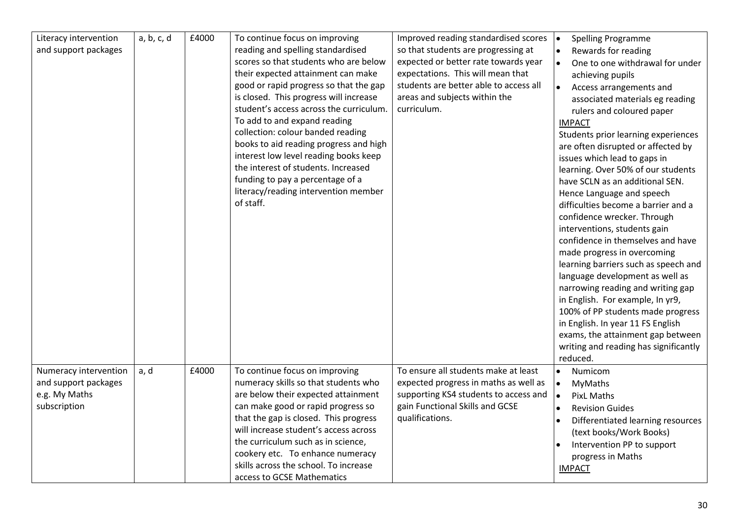| | | | | | |
|---|---|---|---|---|---|
| Literacy intervention and support packages | a, b, c, d | £4000 | To continue focus on improving reading and spelling standardised scores so that students who are below their expected attainment can make good or rapid progress so that the gap is closed. This progress will increase student's access across the curriculum. To add to and expand reading collection: colour banded reading books to aid reading progress and high interest low level reading books keep the interest of students. Increased funding to pay a percentage of a literacy/reading intervention member of staff. | Improved reading standardised scores so that students are progressing at expected or better rate towards year expectations. This will mean that students are better able to access all areas and subjects within the curriculum. | • Spelling Programme<br>• Rewards for reading<br>• One to one withdrawal for under achieving pupils<br>• Access arrangements and associated materials eg reading rulers and coloured paper<br><u>IMPACT</u><br>Students prior learning experiences are often disrupted or affected by issues which lead to gaps in learning. Over 50% of our students have SCLN as an additional SEN. Hence Language and speech difficulties become a barrier and a confidence wrecker. Through interventions, students gain confidence in themselves and have made progress in overcoming learning barriers such as speech and language development as well as narrowing reading and writing gap in English. For example, In yr9, 100% of PP students made progress in English. In year 11 FS English exams, the attainment gap between writing and reading has significantly reduced. |
| Numeracy intervention and support packages e.g. My Maths subscription | a, d | £4000 | To continue focus on improving numeracy skills so that students who are below their expected attainment can make good or rapid progress so that the gap is closed. This progress will increase student's access across the curriculum such as in science, cookery etc. To enhance numeracy skills across the school. To increase access to GCSE Mathematics | To ensure all students make at least expected progress in maths as well as supporting KS4 students to access and gain Functional Skills and GCSE qualifications. | • Numicom<br>• MyMaths<br>• PixL Maths<br>• Revision Guides<br>• Differentiated learning resources (text books/Work Books)<br>• Intervention PP to support progress in Maths<br><u>IMPACT</u> |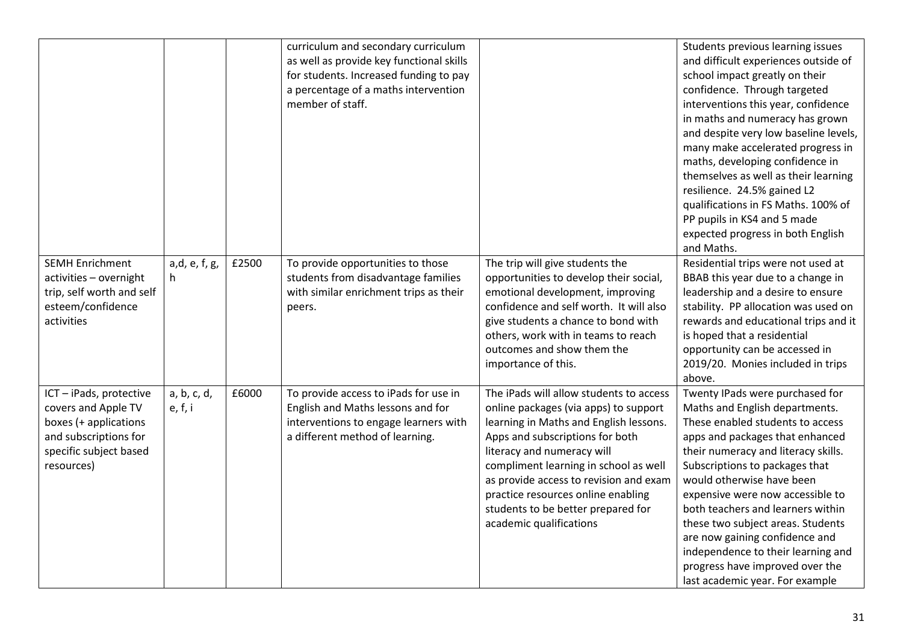| | | | | | |
|---|---|---|---|---|---|
| | | | curriculum and secondary curriculum as well as provide key functional skills for students. Increased funding to pay a percentage of a maths intervention member of staff. | | Students previous learning issues and difficult experiences outside of school impact greatly on their confidence. Through targeted interventions this year, confidence in maths and numeracy has grown and despite very low baseline levels, many make accelerated progress in maths, developing confidence in themselves as well as their learning resilience. 24.5% gained L2 qualifications in FS Maths. 100% of PP pupils in KS4 and 5 made expected progress in both English and Maths. |
| SEMH Enrichment activities – overnight trip, self worth and self esteem/confidence activities | a,d, e, f, g, h | £2500 | To provide opportunities to those students from disadvantage families with similar enrichment trips as their peers. | The trip will give students the opportunities to develop their social, emotional development, improving confidence and self worth. It will also give students a chance to bond with others, work with in teams to reach outcomes and show them the importance of this. | Residential trips were not used at BBAB this year due to a change in leadership and a desire to ensure stability. PP allocation was used on rewards and educational trips and it is hoped that a residential opportunity can be accessed in 2019/20. Monies included in trips above. |
| ICT – iPads, protective covers and Apple TV boxes (+ applications and subscriptions for specific subject based resources) | a, b, c, d, e, f, i | £6000 | To provide access to iPads for use in English and Maths lessons and for interventions to engage learners with a different method of learning. | The iPads will allow students to access online packages (via apps) to support learning in Maths and English lessons. Apps and subscriptions for both literacy and numeracy will compliment learning in school as well as provide access to revision and exam practice resources online enabling students to be better prepared for academic qualifications | Twenty IPads were purchased for Maths and English departments. These enabled students to access apps and packages that enhanced their numeracy and literacy skills. Subscriptions to packages that would otherwise have been expensive were now accessible to both teachers and learners within these two subject areas. Students are now gaining confidence and independence to their learning and progress have improved over the last academic year. For example |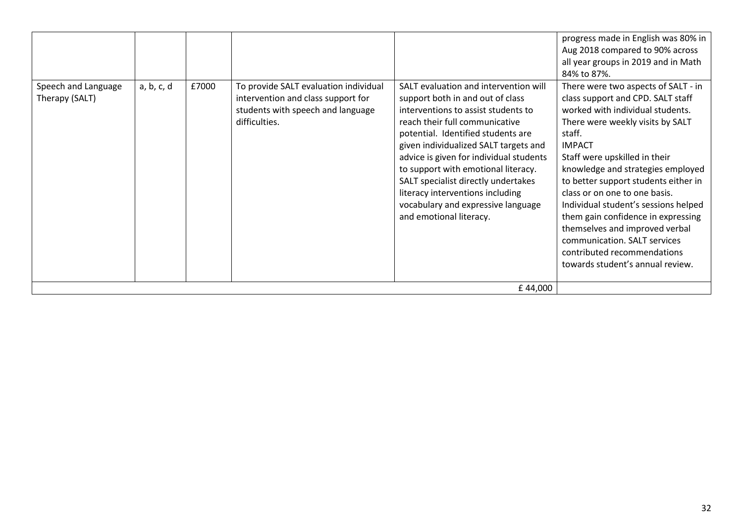| | | | | | |
|---|---|---|---|---|---|
| | | | | | progress made in English was 80% in Aug 2018 compared to 90% across all year groups in 2019 and in Math 84% to 87%. |
| Speech and Language Therapy (SALT) | a, b, c, d | £7000 | To provide SALT evaluation individual intervention and class support for students with speech and language difficulties. | SALT evaluation and intervention will support both in and out of class interventions to assist students to reach their full communicative potential. Identified students are given individualized SALT targets and advice is given for individual students to support with emotional literacy. SALT specialist directly undertakes literacy interventions including vocabulary and expressive language and emotional literacy. | There were two aspects of SALT - in class support and CPD. SALT staff worked with individual students. There were weekly visits by SALT staff.<br>IMPACT<br>Staff were upskilled in their knowledge and strategies employed to better support students either in class or on one to one basis. Individual student's sessions helped them gain confidence in expressing themselves and improved verbal communication. SALT services contributed recommendations towards student's annual review. |
| | | | | £ 44,000 | |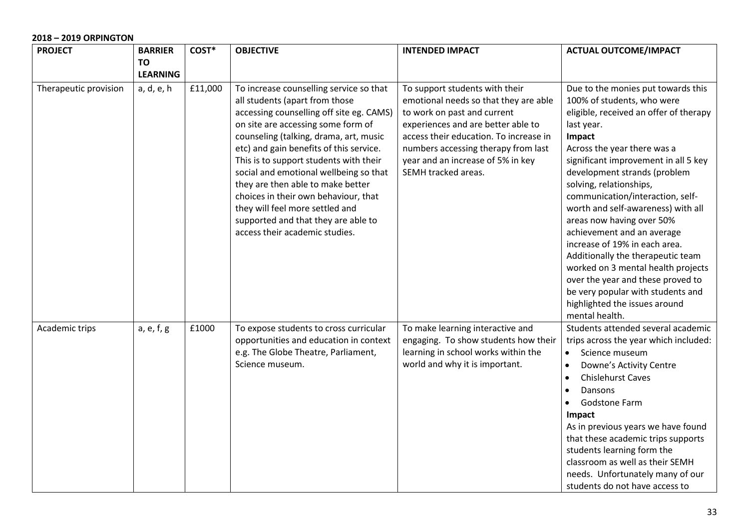**2018 – 2019 ORPINGTON**

| PROJECT | BARRIER TO LEARNING | COST* | OBJECTIVE | INTENDED IMPACT | ACTUAL OUTCOME/IMPACT |
|---|---|---|---|---|---|
| Therapeutic provision | a, d, e, h | £11,000 | To increase counselling service so that all students (apart from those accessing counselling off site eg. CAMS) on site are accessing some form of counseling (talking, drama, art, music etc) and gain benefits of this service. This is to support students with their social and emotional wellbeing so that they are then able to make better choices in their own behaviour, that they will feel more settled and supported and that they are able to access their academic studies. | To support students with their emotional needs so that they are able to work on past and current experiences and are better able to access their education. To increase in numbers accessing therapy from last year and an increase of 5% in key SEMH tracked areas. | Due to the monies put towards this 100% of students, who were eligible, received an offer of therapy last year. **Impact** Across the year there was a significant improvement in all 5 key development strands (problem solving, relationships, communication/interaction, self-worth and self-awareness) with all areas now having over 50% achievement and an average increase of 19% in each area. Additionally the therapeutic team worked on 3 mental health projects over the year and these proved to be very popular with students and highlighted the issues around mental health. |
| Academic trips | a, e, f, g | £1000 | To expose students to cross curricular opportunities and education in context e.g. The Globe Theatre, Parliament, Science museum. | To make learning interactive and engaging. To show students how their learning in school works within the world and why it is important. | Students attended several academic trips across the year which included: • Science museum • Downe's Activity Centre • Chislehurst Caves • Dansons • Godstone Farm **Impact** As in previous years we have found that these academic trips supports students learning form the classroom as well as their SEMH needs. Unfortunately many of our students do not have access to |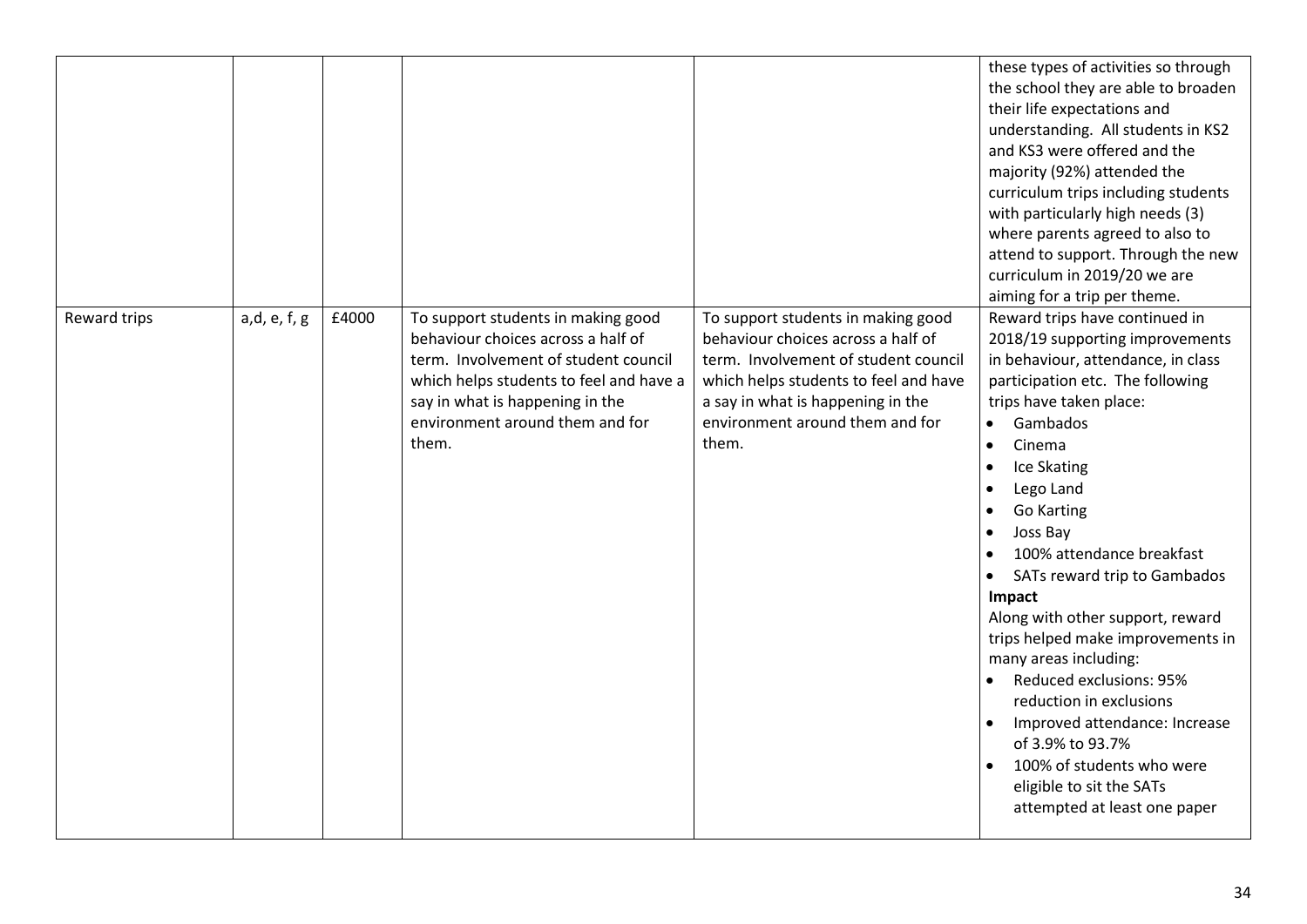| | | | | | |
|---|---|---|---|---|---|
| | | | | | these types of activities so through the school they are able to broaden their life expectations and understanding. All students in KS2 and KS3 were offered and the majority (92%) attended the curriculum trips including students with particularly high needs (3) where parents agreed to also to attend to support. Through the new curriculum in 2019/20 we are aiming for a trip per theme. |
| Reward trips | a,d, e, f, g | £4000 | To support students in making good behaviour choices across a half of term. Involvement of student council which helps students to feel and have a say in what is happening in the environment around them and for them. | To support students in making good behaviour choices across a half of term. Involvement of student council which helps students to feel and have a say in what is happening in the environment around them and for them. | Reward trips have continued in 2018/19 supporting improvements in behaviour, attendance, in class participation etc. The following trips have taken place:<br>• Gambados<br>• Cinema<br>• Ice Skating<br>• Lego Land<br>• Go Karting<br>• Joss Bay<br>• 100% attendance breakfast<br>• SATs reward trip to Gambados<br>**Impact**<br>Along with other support, reward trips helped make improvements in many areas including:<br>• Reduced exclusions: 95% reduction in exclusions<br>• Improved attendance: Increase of 3.9% to 93.7%<br>• 100% of students who were eligible to sit the SATs attempted at least one paper |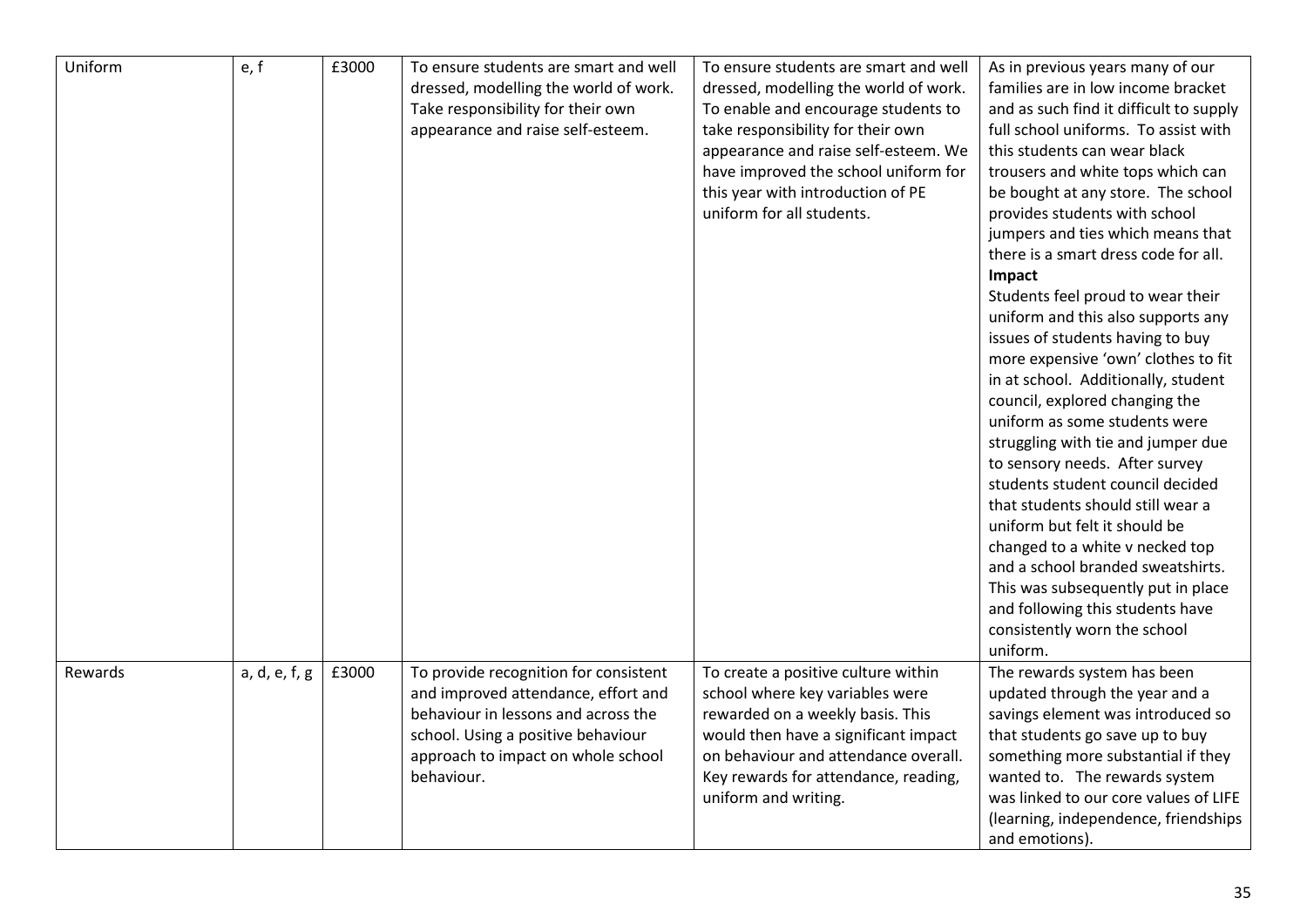| Uniform | e, f | £3000 | To ensure students are smart and well dressed, modelling the world of work. Take responsibility for their own appearance and raise self-esteem. | To ensure students are smart and well dressed, modelling the world of work. To enable and encourage students to take responsibility for their own appearance and raise self-esteem. We have improved the school uniform for this year with introduction of PE uniform for all students. | As in previous years many of our families are in low income bracket and as such find it difficult to supply full school uniforms. To assist with this students can wear black trousers and white tops which can be bought at any store. The school provides students with school jumpers and ties which means that there is a smart dress code for all.<br>**Impact**<br>Students feel proud to wear their uniform and this also supports any issues of students having to buy more expensive 'own' clothes to fit in at school. Additionally, student council, explored changing the uniform as some students were struggling with tie and jumper due to sensory needs. After survey students student council decided that students should still wear a uniform but felt it should be changed to a white v necked top and a school branded sweatshirts. This was subsequently put in place and following this students have consistently worn the school uniform. |
|---|---|---|---|---|---|
| Rewards | a, d, e, f, g | £3000 | To provide recognition for consistent and improved attendance, effort and behaviour in lessons and across the school. Using a positive behaviour approach to impact on whole school behaviour. | To create a positive culture within school where key variables were rewarded on a weekly basis. This would then have a significant impact on behaviour and attendance overall. Key rewards for attendance, reading, uniform and writing. | The rewards system has been updated through the year and a savings element was introduced so that students go save up to buy something more substantial if they wanted to. The rewards system was linked to our core values of LIFE (learning, independence, friendships and emotions). |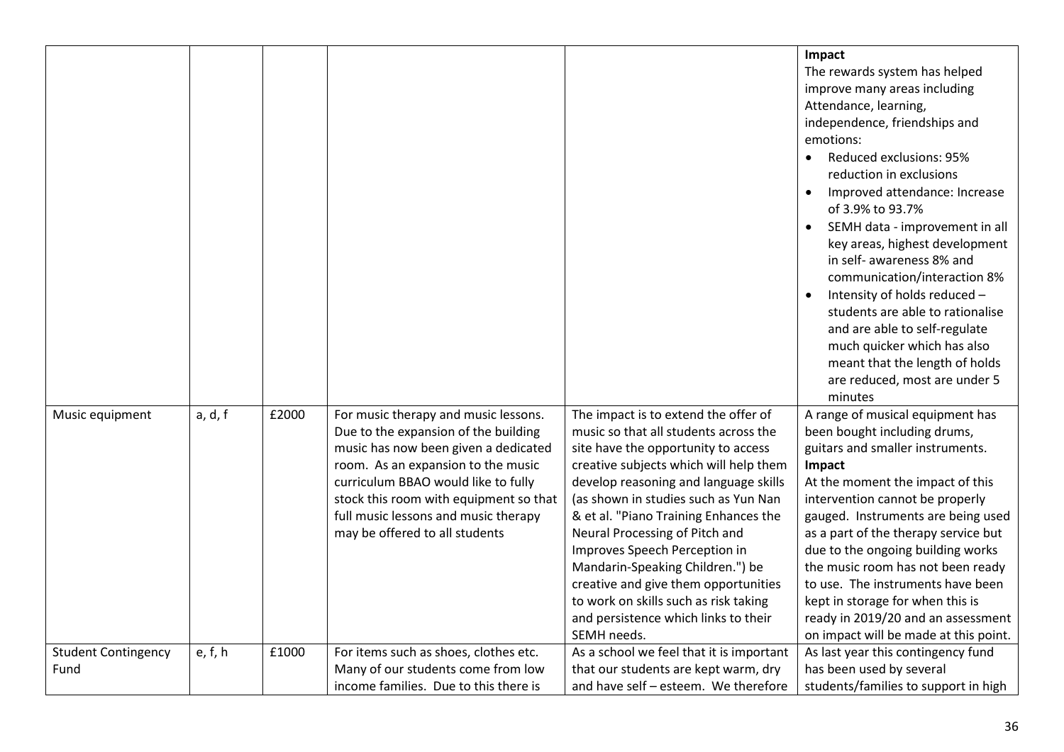| | | | | | |
|---|---|---|---|---|---|
| | | | | | **Impact**<br>The rewards system has helped improve many areas including Attendance, learning, independence, friendships and emotions:<br>• Reduced exclusions: 95% reduction in exclusions<br>• Improved attendance: Increase of 3.9% to 93.7%<br>• SEMH data - improvement in all key areas, highest development in self- awareness 8% and communication/interaction 8%<br>• Intensity of holds reduced – students are able to rationalise and are able to self-regulate much quicker which has also meant that the length of holds are reduced, most are under 5 minutes |
| Music equipment | a, d, f | £2000 | For music therapy and music lessons. Due to the expansion of the building music has now been given a dedicated room. As an expansion to the music curriculum BBAO would like to fully stock this room with equipment so that full music lessons and music therapy may be offered to all students | The impact is to extend the offer of music so that all students across the site have the opportunity to access creative subjects which will help them develop reasoning and language skills (as shown in studies such as Yun Nan & et al. "Piano Training Enhances the Neural Processing of Pitch and Improves Speech Perception in Mandarin-Speaking Children.") be creative and give them opportunities to work on skills such as risk taking and persistence which links to their SEMH needs. | A range of musical equipment has been bought including drums, guitars and smaller instruments.<br>**Impact**<br>At the moment the impact of this intervention cannot be properly gauged. Instruments are being used as a part of the therapy service but due to the ongoing building works the music room has not been ready to use. The instruments have been kept in storage for when this is ready in 2019/20 and an assessment on impact will be made at this point. |
| Student Contingency Fund | e, f, h | £1000 | For items such as shoes, clothes etc. Many of our students come from low income families. Due to this there is | As a school we feel that it is important that our students are kept warm, dry and have self – esteem. We therefore | As last year this contingency fund has been used by several students/families to support in high |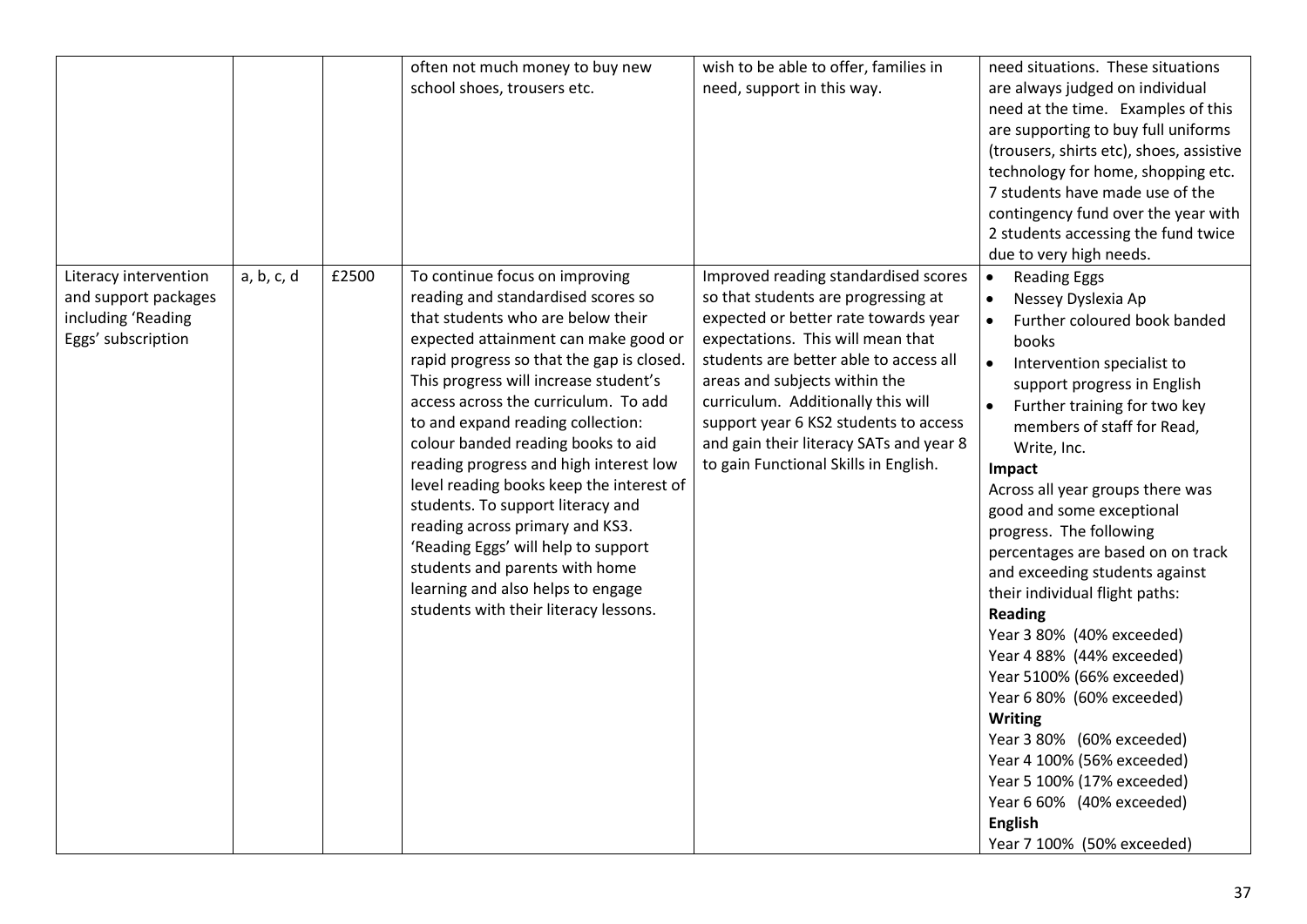| | | | | | |
|---|---|---|---|---|---|
| | | | often not much money to buy new school shoes, trousers etc. | wish to be able to offer, families in need, support in this way. | need situations. These situations are always judged on individual need at the time. Examples of this are supporting to buy full uniforms (trousers, shirts etc), shoes, assistive technology for home, shopping etc. 7 students have made use of the contingency fund over the year with 2 students accessing the fund twice due to very high needs. |
| Literacy intervention and support packages including 'Reading Eggs' subscription | a, b, c, d | £2500 | To continue focus on improving reading and standardised scores so that students who are below their expected attainment can make good or rapid progress so that the gap is closed. This progress will increase student's access across the curriculum. To add to and expand reading collection: colour banded reading books to aid reading progress and high interest low level reading books keep the interest of students. To support literacy and reading across primary and KS3. 'Reading Eggs' will help to support students and parents with home learning and also helps to engage students with their literacy lessons. | Improved reading standardised scores so that students are progressing at expected or better rate towards year expectations. This will mean that students are better able to access all areas and subjects within the curriculum. Additionally this will support year 6 KS2 students to access and gain their literacy SATs and year 8 to gain Functional Skills in English. | • Reading Eggs<br>• Nessey Dyslexia Ap<br>• Further coloured book banded books<br>• Intervention specialist to support progress in English<br>• Further training for two key members of staff for Read, Write, Inc.<br>**Impact**<br>Across all year groups there was good and some exceptional progress. The following percentages are based on on track and exceeding students against their individual flight paths:<br>**Reading**<br>Year 3 80% (40% exceeded)<br>Year 4 88% (44% exceeded)<br>Year 5100% (66% exceeded)<br>Year 6 80% (60% exceeded)<br>**Writing**<br>Year 3 80% (60% exceeded)<br>Year 4 100% (56% exceeded)<br>Year 5 100% (17% exceeded)<br>Year 6 60% (40% exceeded)<br>**English**<br>Year 7 100% (50% exceeded) |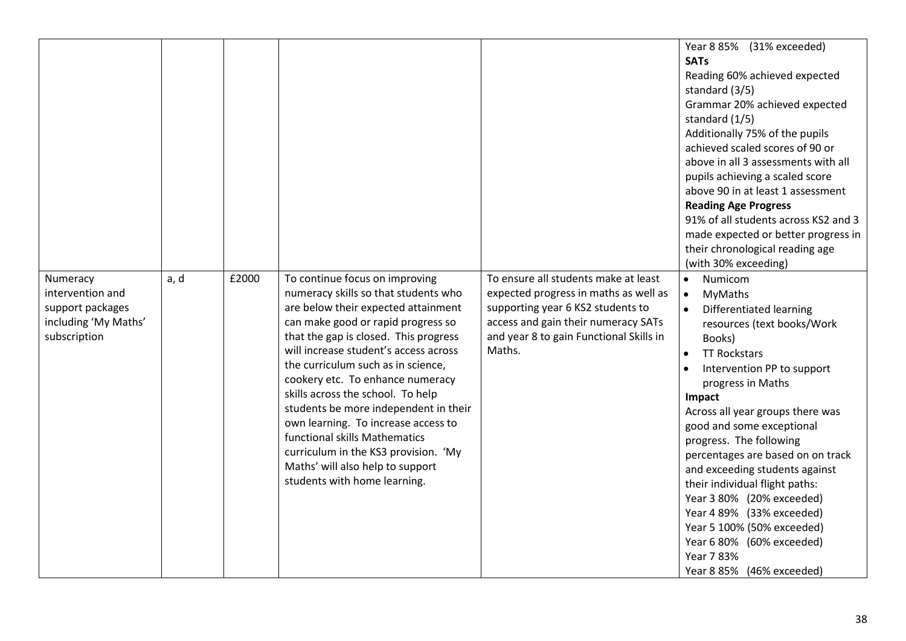| | | | | | |
|---|---|---|---|---|---|
| | | | | | Year 8 85% (31% exceeded)<br>**SATs**<br>Reading 60% achieved expected standard (3/5)<br>Grammar 20% achieved expected standard (1/5)<br>Additionally 75% of the pupils achieved scaled scores of 90 or above in all 3 assessments with all pupils achieving a scaled score above 90 in at least 1 assessment<br>**Reading Age Progress**<br>91% of all students across KS2 and 3 made expected or better progress in their chronological reading age (with 30% exceeding) |
| Numeracy intervention and support packages including 'My Maths' subscription | a, d | £2000 | To continue focus on improving numeracy skills so that students who are below their expected attainment can make good or rapid progress so that the gap is closed. This progress will increase student's access across the curriculum such as in science, cookery etc. To enhance numeracy skills across the school. To help students be more independent in their own learning. To increase access to functional skills Mathematics curriculum in the KS3 provision. 'My Maths' will also help to support students with home learning. | To ensure all students make at least expected progress in maths as well as supporting year 6 KS2 students to access and gain their numeracy SATs and year 8 to gain Functional Skills in Maths. | • Numicom<br>• MyMaths<br>• Differentiated learning resources (text books/Work Books)<br>• TT Rockstars<br>• Intervention PP to support progress in Maths<br>**Impact**<br>Across all year groups there was good and some exceptional progress. The following percentages are based on on track and exceeding students against their individual flight paths:<br>Year 3 80% (20% exceeded)<br>Year 4 89% (33% exceeded)<br>Year 5 100% (50% exceeded)<br>Year 6 80% (60% exceeded)<br>Year 7 83%<br>Year 8 85% (46% exceeded) |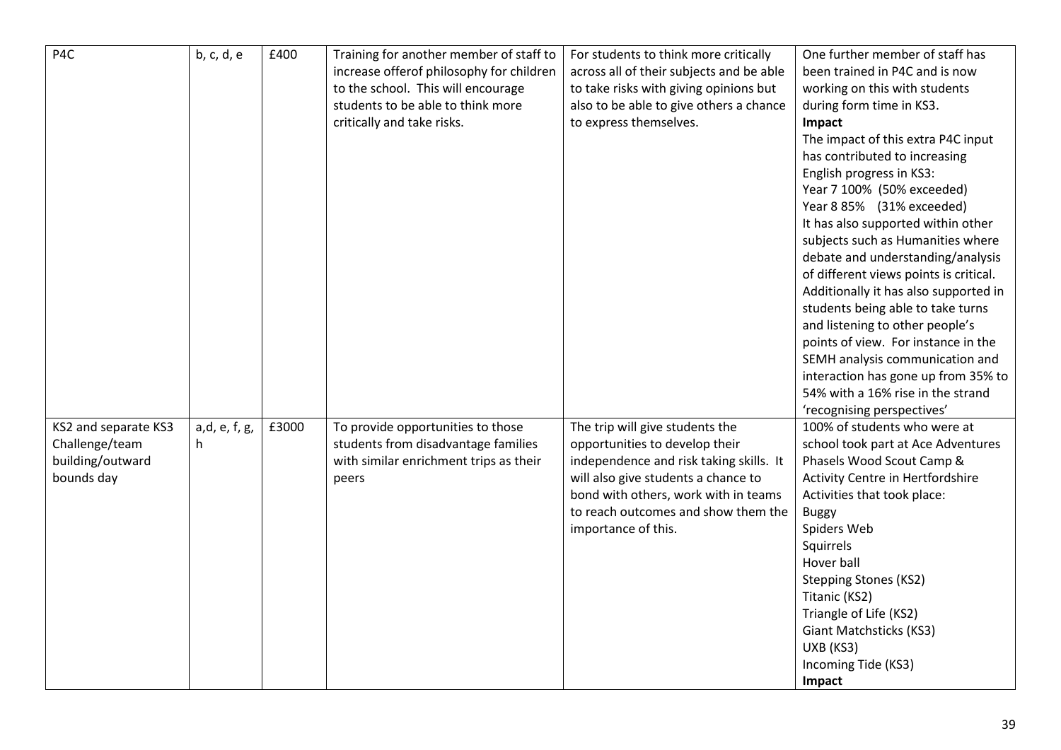| P4C | b, c, d, e | £400 | Training for another member of staff to increase offerof philosophy for children to the school. This will encourage students to be able to think more critically and take risks. | For students to think more critically across all of their subjects and be able to take risks with giving opinions but also to be able to give others a chance to express themselves. | One further member of staff has been trained in P4C and is now working on this with students during form time in KS3.<br>**Impact**<br>The impact of this extra P4C input has contributed to increasing English progress in KS3:<br>Year 7 100% (50% exceeded)<br>Year 8 85% (31% exceeded)<br>It has also supported within other subjects such as Humanities where debate and understanding/analysis of different views points is critical. Additionally it has also supported in students being able to take turns and listening to other people's points of view. For instance in the SEMH analysis communication and interaction has gone up from 35% to 54% with a 16% rise in the strand 'recognising perspectives' |
|---|---|---|---|---|---|
| KS2 and separate KS3 Challenge/team building/outward bounds day | a,d, e, f, g, h | £3000 | To provide opportunities to those students from disadvantage families with similar enrichment trips as their peers | The trip will give students the opportunities to develop their independence and risk taking skills. It will also give students a chance to bond with others, work with in teams to reach outcomes and show them the importance of this. | 100% of students who were at school took part at Ace Adventures Phasels Wood Scout Camp & Activity Centre in Hertfordshire<br>Activities that took place:<br>Buggy<br>Spiders Web<br>Squirrels<br>Hover ball<br>Stepping Stones (KS2)<br>Titanic (KS2)<br>Triangle of Life (KS2)<br>Giant Matchsticks (KS3)<br>UXB (KS3)<br>Incoming Tide (KS3)<br>**Impact** |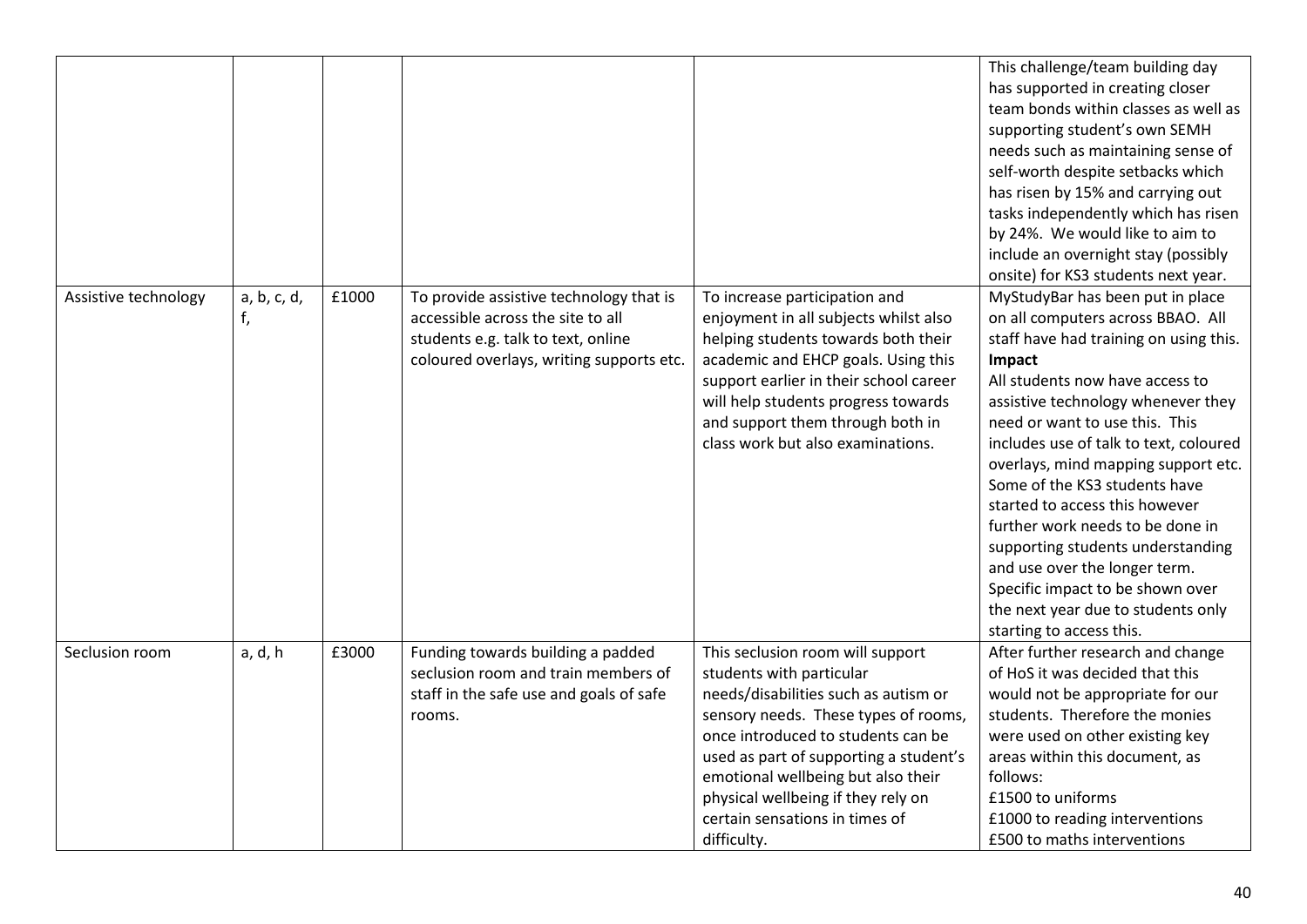| | | | | | |
|---|---|---|---|---|---|
| | | | | | This challenge/team building day has supported in creating closer team bonds within classes as well as supporting student's own SEMH needs such as maintaining sense of self-worth despite setbacks which has risen by 15% and carrying out tasks independently which has risen by 24%. We would like to aim to include an overnight stay (possibly onsite) for KS3 students next year. |
| Assistive technology | a, b, c, d, f, | £1000 | To provide assistive technology that is accessible across the site to all students e.g. talk to text, online coloured overlays, writing supports etc. | To increase participation and enjoyment in all subjects whilst also helping students towards both their academic and EHCP goals. Using this support earlier in their school career will help students progress towards and support them through both in class work but also examinations. | MyStudyBar has been put in place on all computers across BBAO. All staff have had training on using this. **Impact** All students now have access to assistive technology whenever they need or want to use this. This includes use of talk to text, coloured overlays, mind mapping support etc. Some of the KS3 students have started to access this however further work needs to be done in supporting students understanding and use over the longer term. Specific impact to be shown over the next year due to students only starting to access this. |
| Seclusion room | a, d, h | £3000 | Funding towards building a padded seclusion room and train members of staff in the safe use and goals of safe rooms. | This seclusion room will support students with particular needs/disabilities such as autism or sensory needs. These types of rooms, once introduced to students can be used as part of supporting a student's emotional wellbeing but also their physical wellbeing if they rely on certain sensations in times of difficulty. | After further research and change of HoS it was decided that this would not be appropriate for our students. Therefore the monies were used on other existing key areas within this document, as follows: £1500 to uniforms £1000 to reading interventions £500 to maths interventions |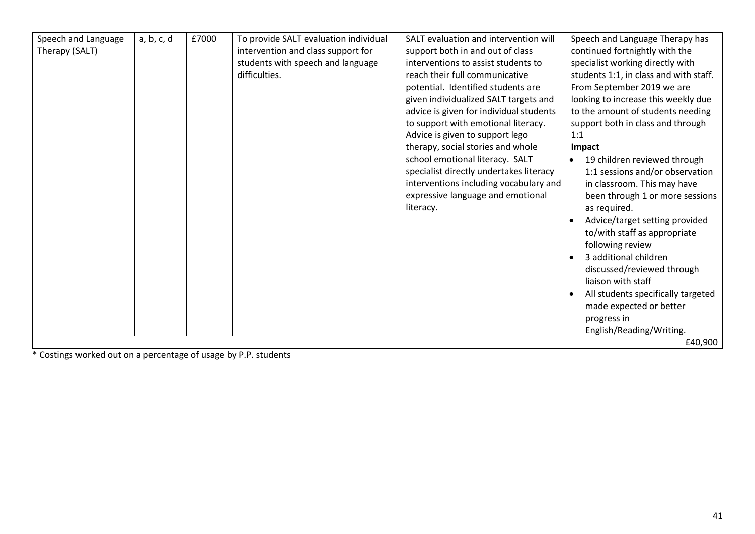| | | | | | |
|---|---|---|---|---|---|
| Speech and Language Therapy (SALT) | a, b, c, d | £7000 | To provide SALT evaluation individual intervention and class support for students with speech and language difficulties. | SALT evaluation and intervention will support both in and out of class interventions to assist students to reach their full communicative potential. Identified students are given individualized SALT targets and advice is given for individual students to support with emotional literacy. Advice is given to support lego therapy, social stories and whole school emotional literacy. SALT specialist directly undertakes literacy interventions including vocabulary and expressive language and emotional literacy. | Speech and Language Therapy has continued fortnightly with the specialist working directly with students 1:1, in class and with staff. From September 2019 we are looking to increase this weekly due to the amount of students needing support both in class and through 1:1<br>**Impact**<br>• 19 children reviewed through 1:1 sessions and/or observation in classroom. This may have been through 1 or more sessions as required.<br>• Advice/target setting provided to/with staff as appropriate following review<br>• 3 additional children discussed/reviewed through liaison with staff<br>• All students specifically targeted made expected or better progress in English/Reading/Writing. |
| | | | | | £40,900 |

* Costings worked out on a percentage of usage by P.P. students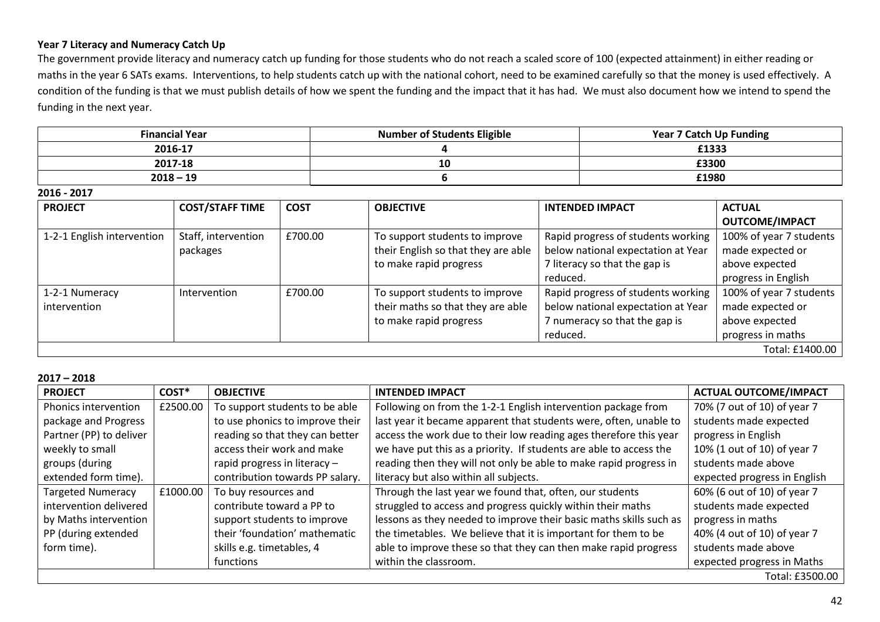**Year 7 Literacy and Numeracy Catch Up**

The government provide literacy and numeracy catch up funding for those students who do not reach a scaled score of 100 (expected attainment) in either reading or maths in the year 6 SATs exams. Interventions, to help students catch up with the national cohort, need to be examined carefully so that the money is used effectively. A condition of the funding is that we must publish details of how we spent the funding and the impact that it has had. We must also document how we intend to spend the funding in the next year.

| Financial Year | Number of Students Eligible | Year 7 Catch Up Funding |
|---|---|---|
| **2016-17** | **4** | **£1333** |
| **2017-18** | **10** | **£3300** |
| **2018 – 19** | **6** | **£1980** |

**2016 - 2017**

| PROJECT | COST/STAFF TIME | COST | OBJECTIVE | INTENDED IMPACT | ACTUAL OUTCOME/IMPACT |
|---|---|---|---|---|---|
| 1-2-1 English intervention | Staff, intervention packages | £700.00 | To support students to improve their English so that they are able to make rapid progress | Rapid progress of students working below national expectation at Year 7 literacy so that the gap is reduced. | 100% of year 7 students made expected or above expected progress in English |
| 1-2-1 Numeracy intervention | Intervention | £700.00 | To support students to improve their maths so that they are able to make rapid progress | Rapid progress of students working below national expectation at Year 7 numeracy so that the gap is reduced. | 100% of year 7 students made expected or above expected progress in maths |
| | | | | | Total: £1400.00 |

**2017 – 2018**

| PROJECT | COST* | OBJECTIVE | INTENDED IMPACT | ACTUAL OUTCOME/IMPACT |
|---|---|---|---|---|
| Phonics intervention package and Progress Partner (PP) to deliver weekly to small groups (during extended form time). | £2500.00 | To support students to be able to use phonics to improve their reading so that they can better access their work and make rapid progress in literacy – contribution towards PP salary. | Following on from the 1-2-1 English intervention package from last year it became apparent that students were, often, unable to access the work due to their low reading ages therefore this year we have put this as a priority. If students are able to access the reading then they will not only be able to make rapid progress in literacy but also within all subjects. | 70% (7 out of 10) of year 7 students made expected progress in English<br>10% (1 out of 10) of year 7 students made above expected progress in English |
| Targeted Numeracy intervention delivered by Maths intervention PP (during extended form time). | £1000.00 | To buy resources and contribute toward a PP to support students to improve their 'foundation' mathematic skills e.g. timetables, 4 functions | Through the last year we found that, often, our students struggled to access and progress quickly within their maths lessons as they needed to improve their basic maths skills such as the timetables. We believe that it is important for them to be able to improve these so that they can then make rapid progress within the classroom. | 60% (6 out of 10) of year 7 students made expected progress in maths<br>40% (4 out of 10) of year 7 students made above expected progress in Maths |
| | | | | Total: £3500.00 |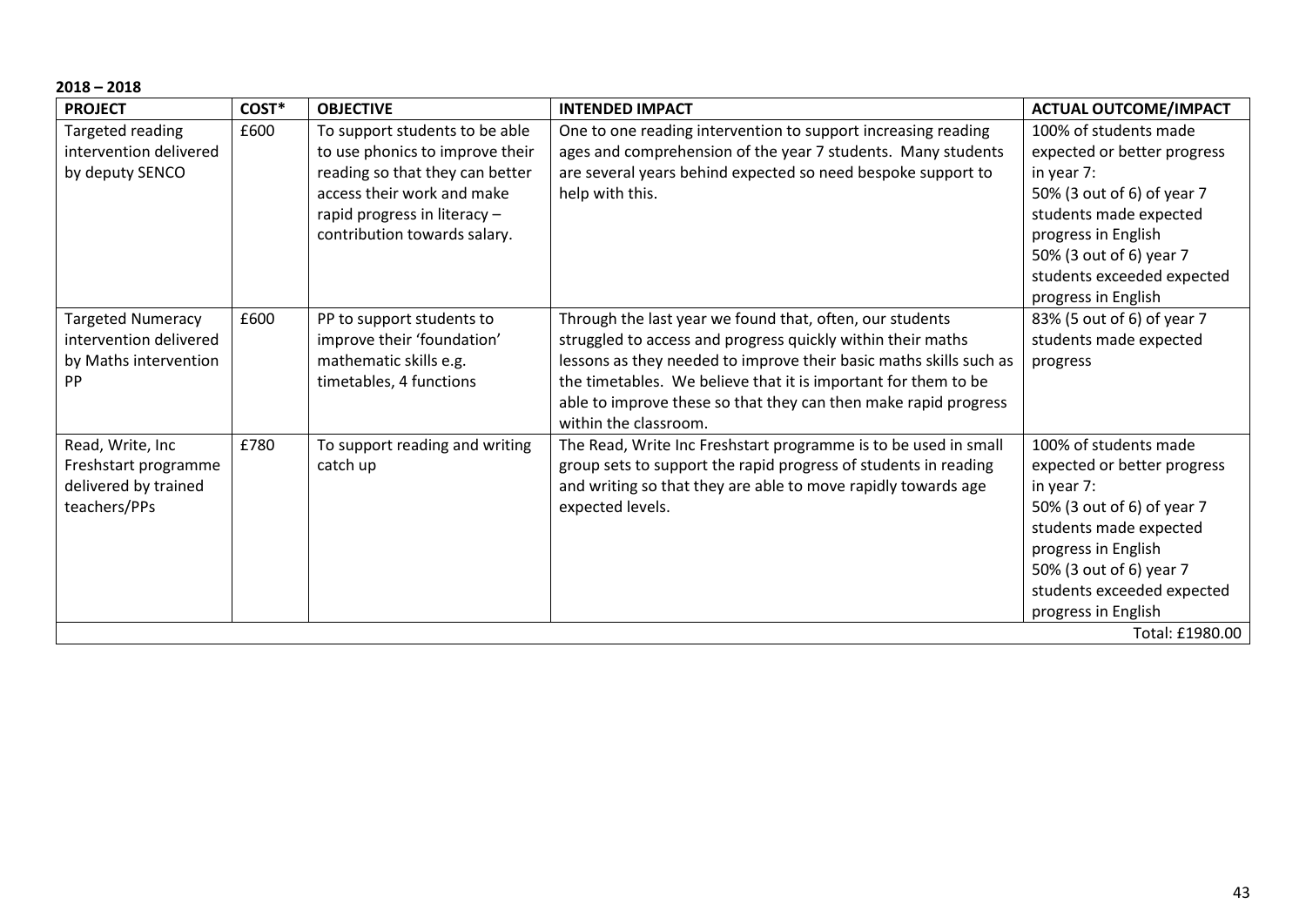**2018 – 2018**

| PROJECT | COST* | OBJECTIVE | INTENDED IMPACT | ACTUAL OUTCOME/IMPACT |
|---|---|---|---|---|
| Targeted reading intervention delivered by deputy SENCO | £600 | To support students to be able to use phonics to improve their reading so that they can better access their work and make rapid progress in literacy – contribution towards salary. | One to one reading intervention to support increasing reading ages and comprehension of the year 7 students. Many students are several years behind expected so need bespoke support to help with this. | 100% of students made expected or better progress in year 7:<br>50% (3 out of 6) of year 7 students made expected progress in English<br>50% (3 out of 6) year 7 students exceeded expected progress in English |
| Targeted Numeracy intervention delivered by Maths intervention PP | £600 | PP to support students to improve their 'foundation' mathematic skills e.g. timetables, 4 functions | Through the last year we found that, often, our students struggled to access and progress quickly within their maths lessons as they needed to improve their basic maths skills such as the timetables. We believe that it is important for them to be able to improve these so that they can then make rapid progress within the classroom. | 83% (5 out of 6) of year 7 students made expected progress |
| Read, Write, Inc Freshstart programme delivered by trained teachers/PPs | £780 | To support reading and writing catch up | The Read, Write Inc Freshstart programme is to be used in small group sets to support the rapid progress of students in reading and writing so that they are able to move rapidly towards age expected levels. | 100% of students made expected or better progress in year 7:<br>50% (3 out of 6) of year 7 students made expected progress in English<br>50% (3 out of 6) year 7 students exceeded expected progress in English |
| | | | | Total: £1980.00 |